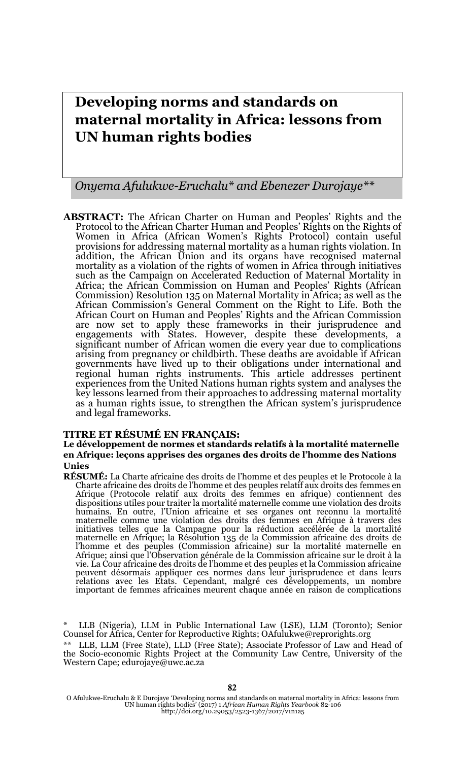# Developing norms and standards on maternal mortality in Africa: lessons from UN human rights bodies

*Onyema Afulukwe-Eruchalu\* and Ebenezer Durojaye\*\**

**ABSTRACT:** The African Charter on Human and Peoples' Rights and the Protocol to the African Charter Human and Peoples' Rights on the Rights of Women in Africa (African Women's Rights Protocol) contain useful provisions for addressing maternal mortality as a human rights violation. In addition, the African Union and its organs have recognised maternal mortality as a violation of the rights of women in Africa through initiatives such as the Campaign on Accelerated Reduction of Maternal Mortality in Africa; the African Commission on Human and Peoples' Rights (African Commission) Resolution 135 on Maternal Mortality in Africa; as well as the African Commission's General Comment on the Right to Life. Both the African Court on Human and Peoples' Rights and the African Commission are now set to apply these frameworks in their jurisprudence and engagements with States. However, despite these developments, a significant number of African women die every year due to complications arising from pregnancy or childbirth. These deaths are avoidable if African governments have lived up to their obligations under international and regional human rights instruments. This article addresses pertinent experiences from the United Nations human rights system and analyses the key lessons learned from their approaches to addressing maternal mortality as a human rights issue, to strengthen the African system's jurisprudence and legal frameworks.

**TITRE ET RÉSUMÉ EN FRANÇAIS:**

**Le développement de normes et standards relatifs à la mortalité maternelle en Afrique: leçons apprises des organes des droits de l'homme des Nations Unies**

**RÉSUMÉ:** La Charte africaine des droits de l'homme et des peuples et le Protocole à la Charte africaine des droits de l'homme et des peuples relatif aux droits des femmes en Afrique (Protocole relatif aux droits des femmes en afrique) contiennent des dispositions utiles pour traiter la mortalité maternelle comme une violation des droits humains. En outre, l'Union africaine et ses organes ont reconnu la mortalité maternelle comme une violation des droits des femmes en Afrique à travers des initiatives telles que la Campagne pour la réduction accélérée de la mortalité maternelle en Afrique; la Résolution 135 de la Commission africaine des droits de l'homme et des peuples (Commission africaine) sur la mortalité maternelle en Afrique; ainsi que l'Observation générale de la Commission africaine sur le droit à la vie. La Cour africaine des droits de l'homme et des peuples et la Commission africaine peuvent désormais appliquer ces normes dans leur jurisprudence et dans leurs relations avec les Etats. Cependant, malgré ces développements, un nombre important de femmes africaines meurent chaque année en raison de complications

\* LLB (Nigeria), LLM in Public International Law (LSE), LLM (Toronto); Senior Counsel for Africa, Center for Reproductive Rights; OAfulukwe@reprorights.org

\*\* LLB, LLM (Free State), LLD (Free State); Associate Professor of Law and Head of the Socio-economic Rights Project at the Community Law Centre, University of the Western Cape; edurojaye@uwc.ac.za

O Afulukwe-Eruchalu & E Durojaye 'Developing norms and standards on maternal mortality in Africa: lessons from UN human rights bodies' (2017) 1 *African Human Rights Yearbook* 82-106
http://doi.org/10.29053/2523-1367/2017/v1n1a5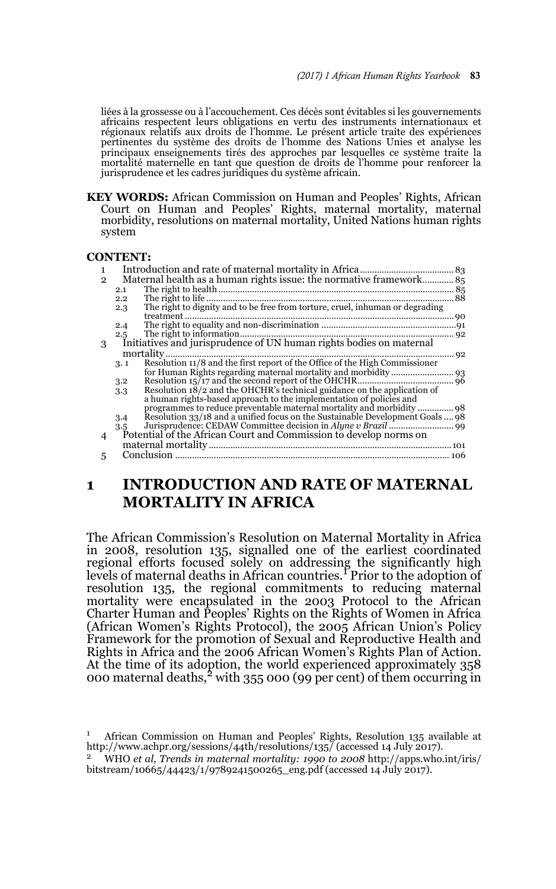liées à la grossesse ou à l'accouchement. Ces décès sont évitables si les gouvernements africains respectent leurs obligations en vertu des instruments internationaux et régionaux relatifs aux droits de l'homme. Le présent article traite des expériences pertinentes du système des droits de l'homme des Nations Unies et analyse les principaux enseignements tirés des approches par lesquelles ce système traite la mortalité maternelle en tant que question de droits de l'homme pour renforcer la jurisprudence et les cadres juridiques du système africain.

**KEY WORDS:** African Commission on Human and Peoples' Rights, African Court on Human and Peoples' Rights, maternal mortality, maternal morbidity, resolutions on maternal mortality, United Nations human rights system

**CONTENT:**

1 Introduction and rate of maternal mortality in Africa ..... 83
2 Maternal health as a human rights issue: the normative framework ..... 85
  2.1 The right to health ..... 85
  2.2 The right to life ..... 88
  2.3 The right to dignity and to be free from torture, cruel, inhuman or degrading treatment ..... 90
  2.4 The right to equality and non-discrimination ..... 91
  2.5 The right to information ..... 92
3 Initiatives and jurisprudence of UN human rights bodies on maternal mortality ..... 92
  3.1 Resolution 11/8 and the first report of the Office of the High Commissioner for Human Rights regarding maternal mortality and morbidity ..... 93
  3.2 Resolution 15/17 and the second report of the OHCHR ..... 96
  3.3 Resolution 18/2 and the OHCHR's technical guidance on the application of a human rights-based approach to the implementation of policies and programmes to reduce preventable maternal mortality and morbidity ..... 98
  3.4 Resolution 33/18 and a unified focus on the Sustainable Development Goals ..... 98
  3.5 Jurisprudence: CEDAW Committee decision in *Alyne v Brazil* ..... 99
4 Potential of the African Court and Commission to develop norms on maternal mortality ..... 101
5 Conclusion ..... 106

## 1 INTRODUCTION AND RATE OF MATERNAL MORTALITY IN AFRICA

The African Commission's Resolution on Maternal Mortality in Africa in 2008, resolution 135, signalled one of the earliest coordinated regional efforts focused solely on addressing the significantly high levels of maternal deaths in African countries.[1] Prior to the adoption of resolution 135, the regional commitments to reducing maternal mortality were encapsulated in the 2003 Protocol to the African Charter Human and Peoples' Rights on the Rights of Women in Africa (African Women's Rights Protocol), the 2005 African Union's Policy Framework for the promotion of Sexual and Reproductive Health and Rights in Africa and the 2006 African Women's Rights Plan of Action. At the time of its adoption, the world experienced approximately 358 000 maternal deaths,[2] with 355 000 (99 per cent) of them occurring in

---

[1] African Commission on Human and Peoples' Rights, Resolution 135 available at http://www.achpr.org/sessions/44th/resolutions/135/ (accessed 14 July 2017).

[2] WHO *et al*, *Trends in maternal mortality: 1990 to 2008* http://apps.who.int/iris/bitstream/10665/44423/1/9789241500265_eng.pdf (accessed 14 July 2017).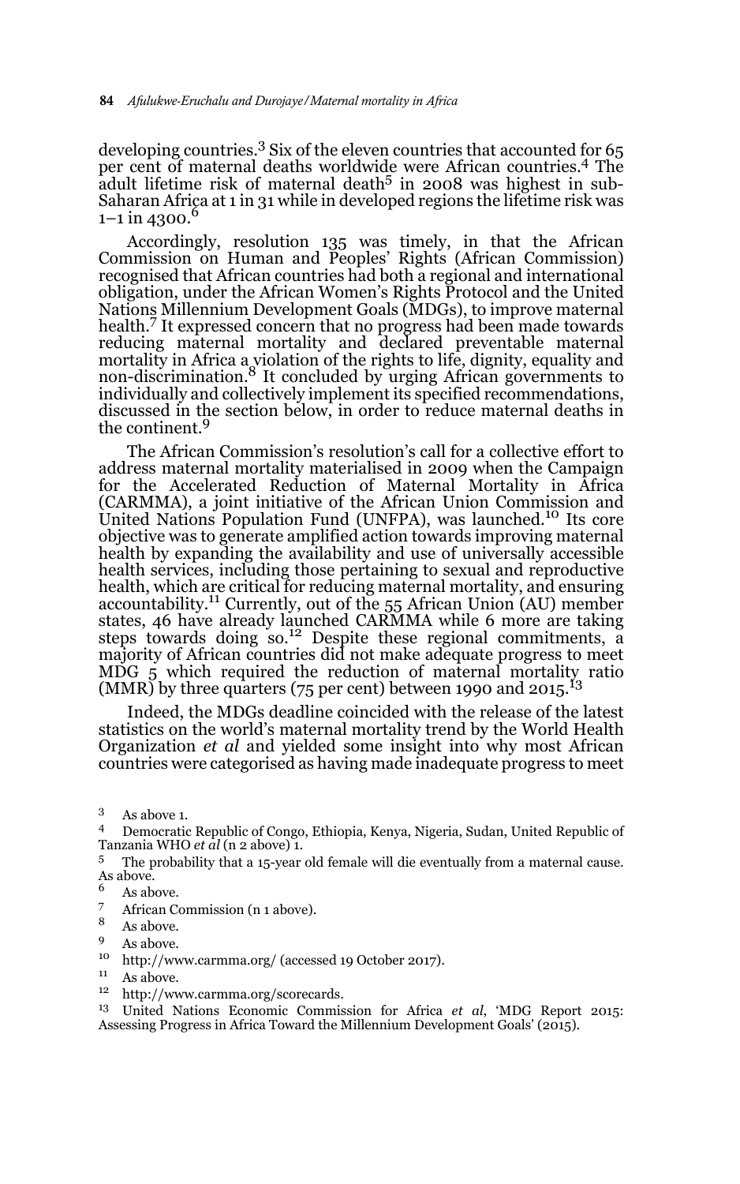developing countries.[3] Six of the eleven countries that accounted for 65 per cent of maternal deaths worldwide were African countries.[4] The adult lifetime risk of maternal death[5] in 2008 was highest in sub-Saharan Africa at 1 in 31 while in developed regions the lifetime risk was 1–1 in 4300.[6]

Accordingly, resolution 135 was timely, in that the African Commission on Human and Peoples' Rights (African Commission) recognised that African countries had both a regional and international obligation, under the African Women's Rights Protocol and the United Nations Millennium Development Goals (MDGs), to improve maternal health.[7] It expressed concern that no progress had been made towards reducing maternal mortality and declared preventable maternal mortality in Africa a violation of the rights to life, dignity, equality and non-discrimination.[8] It concluded by urging African governments to individually and collectively implement its specified recommendations, discussed in the section below, in order to reduce maternal deaths in the continent.[9]

The African Commission's resolution's call for a collective effort to address maternal mortality materialised in 2009 when the Campaign for the Accelerated Reduction of Maternal Mortality in Africa (CARMMA), a joint initiative of the African Union Commission and United Nations Population Fund (UNFPA), was launched.[10] Its core objective was to generate amplified action towards improving maternal health by expanding the availability and use of universally accessible health services, including those pertaining to sexual and reproductive health, which are critical for reducing maternal mortality, and ensuring accountability.[11] Currently, out of the 55 African Union (AU) member states, 46 have already launched CARMMA while 6 more are taking steps towards doing so.[12] Despite these regional commitments, a majority of African countries did not make adequate progress to meet MDG 5 which required the reduction of maternal mortality ratio (MMR) by three quarters (75 per cent) between 1990 and 2015.[13]

Indeed, the MDGs deadline coincided with the release of the latest statistics on the world's maternal mortality trend by the World Health Organization *et al* and yielded some insight into why most African countries were categorised as having made inadequate progress to meet

---

3 As above 1.

4 Democratic Republic of Congo, Ethiopia, Kenya, Nigeria, Sudan, United Republic of Tanzania WHO *et al* (n 2 above) 1.

5 The probability that a 15-year old female will die eventually from a maternal cause. As above.

6 As above.

7 African Commission (n 1 above).

8 As above.

9 As above.

10 http://www.carmma.org/ (accessed 19 October 2017).

11 As above.

12 http://www.carmma.org/scorecards.

13 United Nations Economic Commission for Africa *et al*, 'MDG Report 2015: Assessing Progress in Africa Toward the Millennium Development Goals' (2015).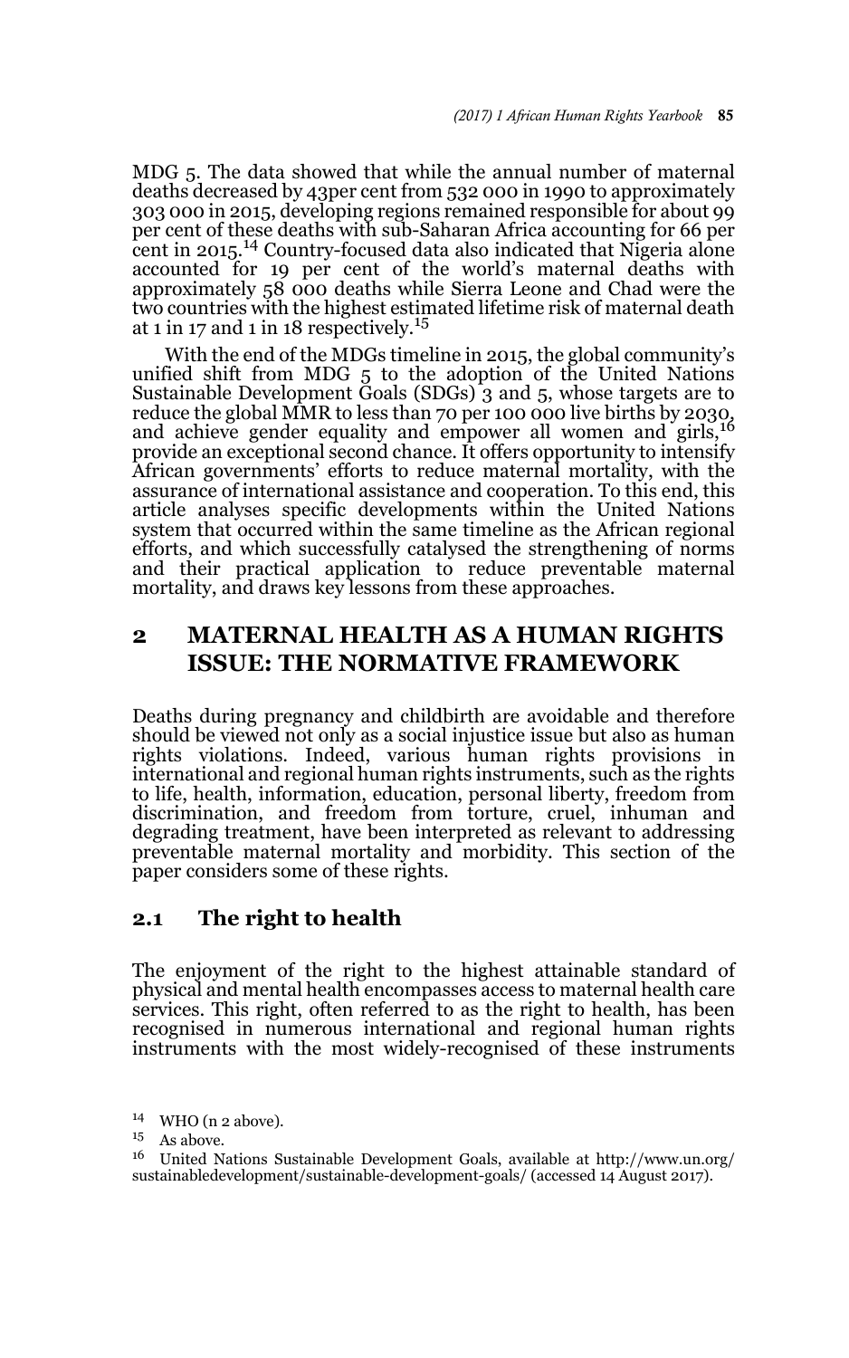MDG 5. The data showed that while the annual number of maternal deaths decreased by 43per cent from 532 000 in 1990 to approximately 303 000 in 2015, developing regions remained responsible for about 99 per cent of these deaths with sub-Saharan Africa accounting for 66 per cent in 2015.[14] Country-focused data also indicated that Nigeria alone accounted for 19 per cent of the world's maternal deaths with approximately 58 000 deaths while Sierra Leone and Chad were the two countries with the highest estimated lifetime risk of maternal death at 1 in 17 and 1 in 18 respectively.[15]

With the end of the MDGs timeline in 2015, the global community's unified shift from MDG 5 to the adoption of the United Nations Sustainable Development Goals (SDGs) 3 and 5, whose targets are to reduce the global MMR to less than 70 per 100 000 live births by 2030, and achieve gender equality and empower all women and girls,[16] provide an exceptional second chance. It offers opportunity to intensify African governments' efforts to reduce maternal mortality, with the assurance of international assistance and cooperation. To this end, this article analyses specific developments within the United Nations system that occurred within the same timeline as the African regional efforts, and which successfully catalysed the strengthening of norms and their practical application to reduce preventable maternal mortality, and draws key lessons from these approaches.

## 2 MATERNAL HEALTH AS A HUMAN RIGHTS ISSUE: THE NORMATIVE FRAMEWORK

Deaths during pregnancy and childbirth are avoidable and therefore should be viewed not only as a social injustice issue but also as human rights violations. Indeed, various human rights provisions in international and regional human rights instruments, such as the rights to life, health, information, education, personal liberty, freedom from discrimination, and freedom from torture, cruel, inhuman and degrading treatment, have been interpreted as relevant to addressing preventable maternal mortality and morbidity. This section of the paper considers some of these rights.

### 2.1 The right to health

The enjoyment of the right to the highest attainable standard of physical and mental health encompasses access to maternal health care services. This right, often referred to as the right to health, has been recognised in numerous international and regional human rights instruments with the most widely-recognised of these instruments

[14] WHO (n 2 above).

[15] As above.

[16] United Nations Sustainable Development Goals, available at http://www.un.org/sustainabledevelopment/sustainable-development-goals/ (accessed 14 August 2017).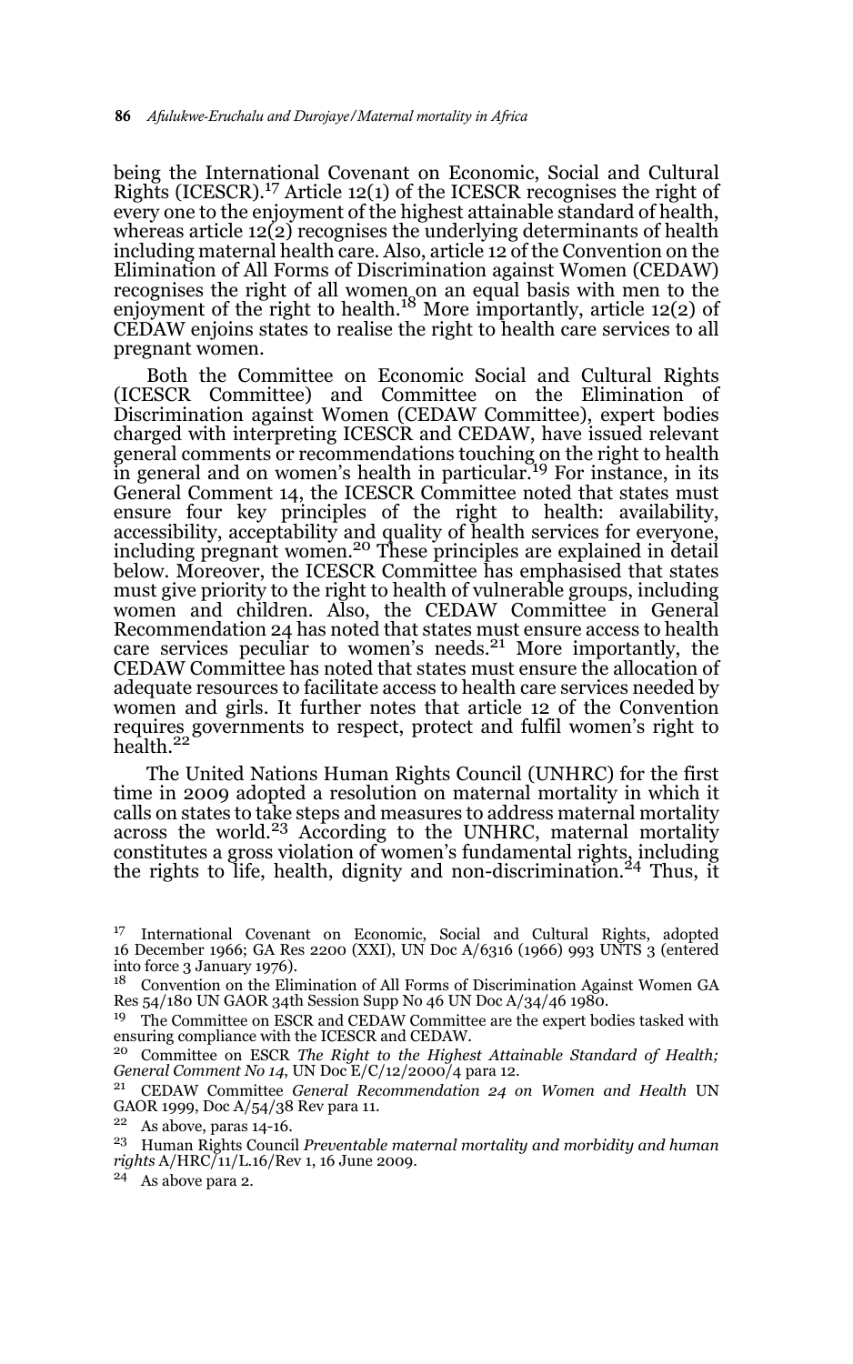being the International Covenant on Economic, Social and Cultural Rights (ICESCR).[17] Article 12(1) of the ICESCR recognises the right of every one to the enjoyment of the highest attainable standard of health, whereas article 12(2) recognises the underlying determinants of health including maternal health care. Also, article 12 of the Convention on the Elimination of All Forms of Discrimination against Women (CEDAW) recognises the right of all women on an equal basis with men to the enjoyment of the right to health.[18] More importantly, article 12(2) of CEDAW enjoins states to realise the right to health care services to all pregnant women.

Both the Committee on Economic Social and Cultural Rights (ICESCR Committee) and Committee on the Elimination of Discrimination against Women (CEDAW Committee), expert bodies charged with interpreting ICESCR and CEDAW, have issued relevant general comments or recommendations touching on the right to health in general and on women's health in particular.[19] For instance, in its General Comment 14, the ICESCR Committee noted that states must ensure four key principles of the right to health: availability, accessibility, acceptability and quality of health services for everyone, including pregnant women.[20] These principles are explained in detail below. Moreover, the ICESCR Committee has emphasised that states must give priority to the right to health of vulnerable groups, including women and children. Also, the CEDAW Committee in General Recommendation 24 has noted that states must ensure access to health care services peculiar to women's needs.[21] More importantly, the CEDAW Committee has noted that states must ensure the allocation of adequate resources to facilitate access to health care services needed by women and girls. It further notes that article 12 of the Convention requires governments to respect, protect and fulfil women's right to health.[22]

The United Nations Human Rights Council (UNHRC) for the first time in 2009 adopted a resolution on maternal mortality in which it calls on states to take steps and measures to address maternal mortality across the world.[23] According to the UNHRC, maternal mortality constitutes a gross violation of women's fundamental rights, including the rights to life, health, dignity and non-discrimination.[24] Thus, it

---

[17] International Covenant on Economic, Social and Cultural Rights, adopted 16 December 1966; GA Res 2200 (XXI), UN Doc A/6316 (1966) 993 UNTS 3 (entered into force 3 January 1976).

[18] Convention on the Elimination of All Forms of Discrimination Against Women GA Res 54/180 UN GAOR 34th Session Supp No 46 UN Doc A/34/46 1980.

[19] The Committee on ESCR and CEDAW Committee are the expert bodies tasked with ensuring compliance with the ICESCR and CEDAW.

[20] Committee on ESCR *The Right to the Highest Attainable Standard of Health; General Comment No 14*, UN Doc E/C/12/2000/4 para 12.

[21] CEDAW Committee *General Recommendation 24 on Women and Health* UN GAOR 1999, Doc A/54/38 Rev para 11.

[22] As above, paras 14-16.

[23] Human Rights Council *Preventable maternal mortality and morbidity and human rights* A/HRC/11/L.16/Rev 1, 16 June 2009.

[24] As above para 2.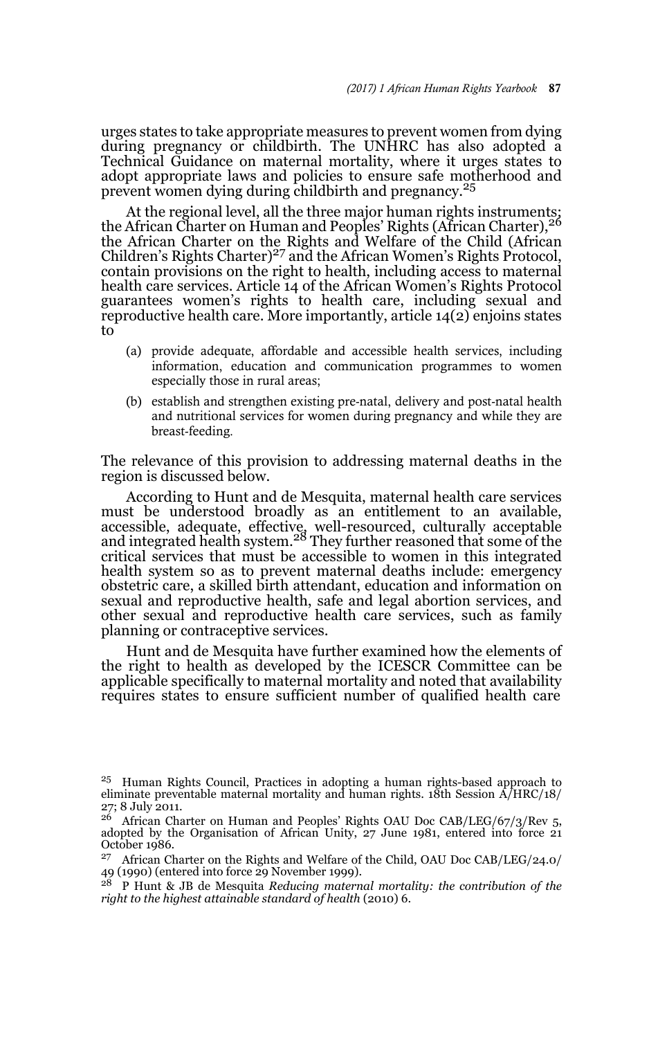urges states to take appropriate measures to prevent women from dying during pregnancy or childbirth. The UNHRC has also adopted a Technical Guidance on maternal mortality, where it urges states to adopt appropriate laws and policies to ensure safe motherhood and prevent women dying during childbirth and pregnancy.[25]

At the regional level, all the three major human rights instruments; the African Charter on Human and Peoples' Rights (African Charter),[26] the African Charter on the Rights and Welfare of the Child (African Children's Rights Charter)[27] and the African Women's Rights Protocol, contain provisions on the right to health, including access to maternal health care services. Article 14 of the African Women's Rights Protocol guarantees women's rights to health care, including sexual and reproductive health care. More importantly, article 14(2) enjoins states to

> (a) provide adequate, affordable and accessible health services, including information, education and communication programmes to women especially those in rural areas;
>
> (b) establish and strengthen existing pre-natal, delivery and post-natal health and nutritional services for women during pregnancy and while they are breast-feeding.

The relevance of this provision to addressing maternal deaths in the region is discussed below.

According to Hunt and de Mesquita, maternal health care services must be understood broadly as an entitlement to an available, accessible, adequate, effective, well-resourced, culturally acceptable and integrated health system.[28] They further reasoned that some of the critical services that must be accessible to women in this integrated health system so as to prevent maternal deaths include: emergency obstetric care, a skilled birth attendant, education and information on sexual and reproductive health, safe and legal abortion services, and other sexual and reproductive health care services, such as family planning or contraceptive services.

Hunt and de Mesquita have further examined how the elements of the right to health as developed by the ICESCR Committee can be applicable specifically to maternal mortality and noted that availability requires states to ensure sufficient number of qualified health care

---

[25] Human Rights Council, Practices in adopting a human rights-based approach to eliminate preventable maternal mortality and human rights. 18th Session A/HRC/18/27; 8 July 2011.

[26] African Charter on Human and Peoples' Rights OAU Doc CAB/LEG/67/3/Rev 5, adopted by the Organisation of African Unity, 27 June 1981, entered into force 21 October 1986.

[27] African Charter on the Rights and Welfare of the Child, OAU Doc CAB/LEG/24.0/49 (1990) (entered into force 29 November 1999).

[28] P Hunt & JB de Mesquita *Reducing maternal mortality: the contribution of the right to the highest attainable standard of health* (2010) 6.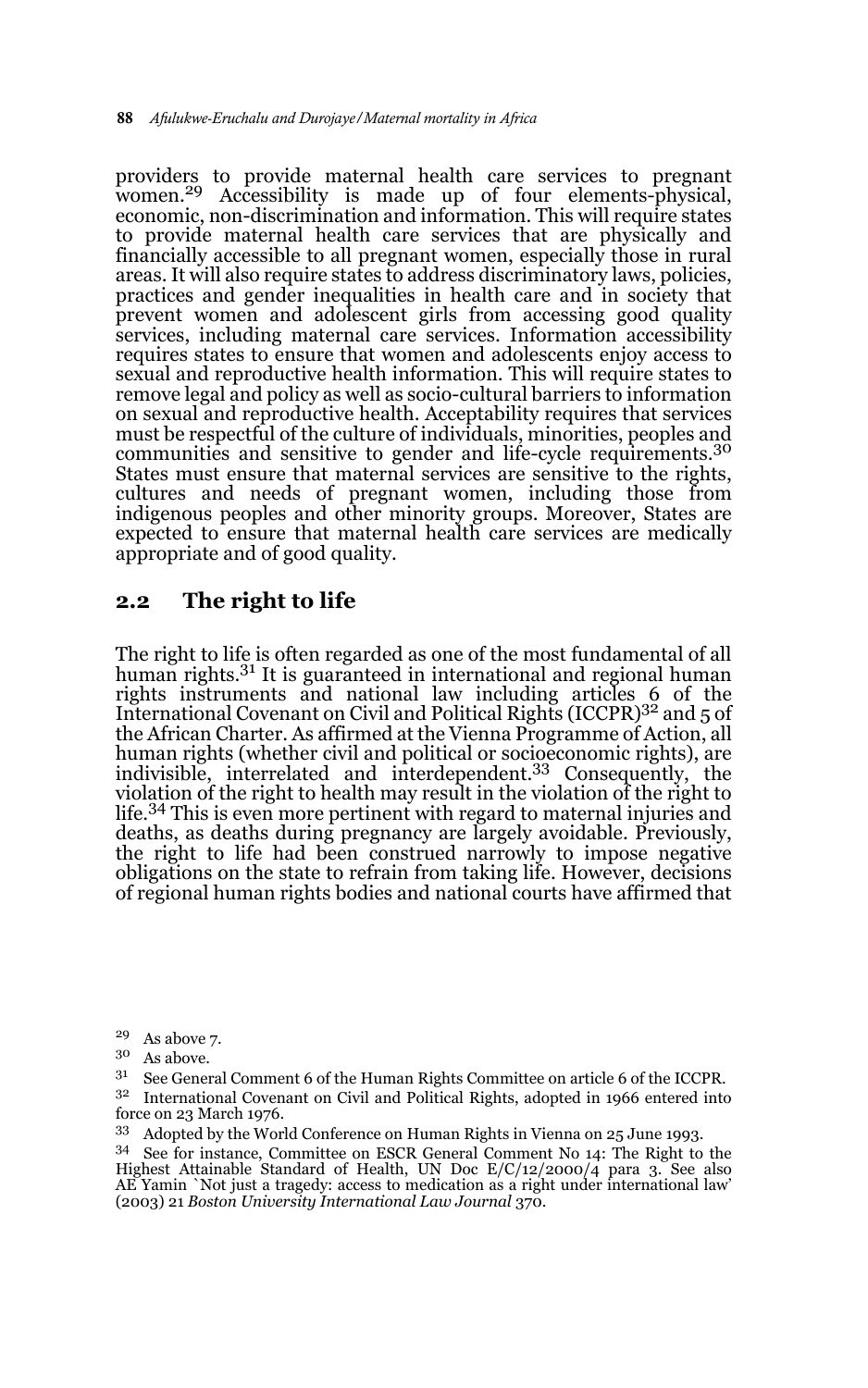providers to provide maternal health care services to pregnant women.[29] Accessibility is made up of four elements-physical, economic, non-discrimination and information. This will require states to provide maternal health care services that are physically and financially accessible to all pregnant women, especially those in rural areas. It will also require states to address discriminatory laws, policies, practices and gender inequalities in health care and in society that prevent women and adolescent girls from accessing good quality services, including maternal care services. Information accessibility requires states to ensure that women and adolescents enjoy access to sexual and reproductive health information. This will require states to remove legal and policy as well as socio-cultural barriers to information on sexual and reproductive health. Acceptability requires that services must be respectful of the culture of individuals, minorities, peoples and communities and sensitive to gender and life-cycle requirements.[30] States must ensure that maternal services are sensitive to the rights, cultures and needs of pregnant women, including those from indigenous peoples and other minority groups. Moreover, States are expected to ensure that maternal health care services are medically appropriate and of good quality.

## 2.2 The right to life

The right to life is often regarded as one of the most fundamental of all human rights.[31] It is guaranteed in international and regional human rights instruments and national law including articles 6 of the International Covenant on Civil and Political Rights (ICCPR)[32] and 5 of the African Charter. As affirmed at the Vienna Programme of Action, all human rights (whether civil and political or socioeconomic rights), are indivisible, interrelated and interdependent.[33] Consequently, the violation of the right to health may result in the violation of the right to life.[34] This is even more pertinent with regard to maternal injuries and deaths, as deaths during pregnancy are largely avoidable. Previously, the right to life had been construed narrowly to impose negative obligations on the state to refrain from taking life. However, decisions of regional human rights bodies and national courts have affirmed that

---

[29] As above 7.

[30] As above.

[31] See General Comment 6 of the Human Rights Committee on article 6 of the ICCPR.

[32] International Covenant on Civil and Political Rights, adopted in 1966 entered into force on 23 March 1976.

[33] Adopted by the World Conference on Human Rights in Vienna on 25 June 1993.

[34] See for instance, Committee on ESCR General Comment No 14: The Right to the Highest Attainable Standard of Health, UN Doc E/C/12/2000/4 para 3. See also AE Yamin `Not just a tragedy: access to medication as a right under international law' (2003) 21 *Boston University International Law Journal* 370.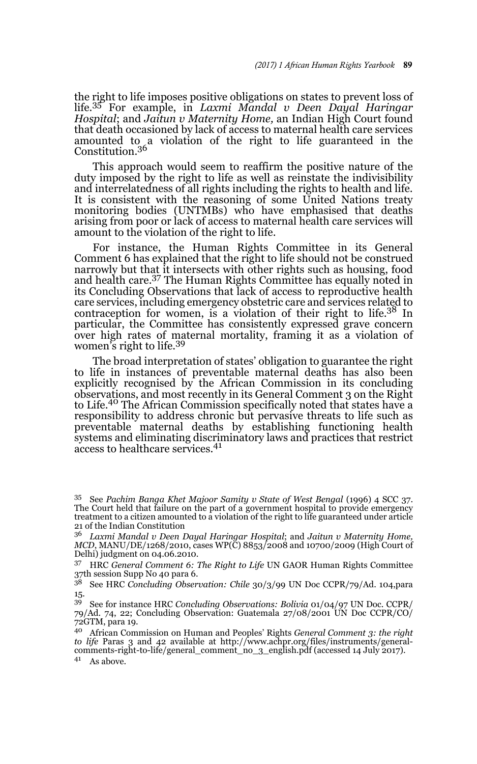the right to life imposes positive obligations on states to prevent loss of life.[35] For example, in *Laxmi Mandal v Deen Dayal Haringar Hospital*; and *Jaitun v Maternity Home,* an Indian High Court found that death occasioned by lack of access to maternal health care services amounted to a violation of the right to life guaranteed in the Constitution.[36]

This approach would seem to reaffirm the positive nature of the duty imposed by the right to life as well as reinstate the indivisibility and interrelatedness of all rights including the rights to health and life. It is consistent with the reasoning of some United Nations treaty monitoring bodies (UNTMBs) who have emphasised that deaths arising from poor or lack of access to maternal health care services will amount to the violation of the right to life.

For instance, the Human Rights Committee in its General Comment 6 has explained that the right to life should not be construed narrowly but that it intersects with other rights such as housing, food and health care.[37] The Human Rights Committee has equally noted in its Concluding Observations that lack of access to reproductive health care services, including emergency obstetric care and services related to contraception for women, is a violation of their right to life.[38] In particular, the Committee has consistently expressed grave concern over high rates of maternal mortality, framing it as a violation of women's right to life.[39]

The broad interpretation of states' obligation to guarantee the right to life in instances of preventable maternal deaths has also been explicitly recognised by the African Commission in its concluding observations, and most recently in its General Comment 3 on the Right to Life.[40] The African Commission specifically noted that states have a responsibility to address chronic but pervasive threats to life such as preventable maternal deaths by establishing functioning health systems and eliminating discriminatory laws and practices that restrict access to healthcare services.[41]

---

[35] See *Pachim Banga Khet Majoor Samity v State of West Bengal* (1996) 4 SCC 37. The Court held that failure on the part of a government hospital to provide emergency treatment to a citizen amounted to a violation of the right to life guaranteed under article 21 of the Indian Constitution

[36] *Laxmi Mandal v Deen Dayal Haringar Hospital*; and *Jaitun v Maternity Home, MCD*, MANU/DE/1268/2010, cases WP(C) 8853/2008 and 10700/2009 (High Court of Delhi) judgment on 04.06.2010.

[37] HRC *General Comment 6: The Right to Life* UN GAOR Human Rights Committee 37th session Supp No 40 para 6.

[38] See HRC *Concluding Observation: Chile* 30/3/99 UN Doc CCPR/79/Ad. 104,para 15.

[39] See for instance HRC *Concluding Observations: Bolivia* 01/04/97 UN Doc. CCPR/79/Ad. 74, 22; Concluding Observation: Guatemala 27/08/2001 UN Doc CCPR/CO/72GTM, para 19.

[40] African Commission on Human and Peoples' Rights *General Comment 3: the right to life* Paras 3 and 42 available at http://www.achpr.org/files/instruments/general-comments-right-to-life/general_comment_no_3_english.pdf (accessed 14 July 2017).

[41] As above.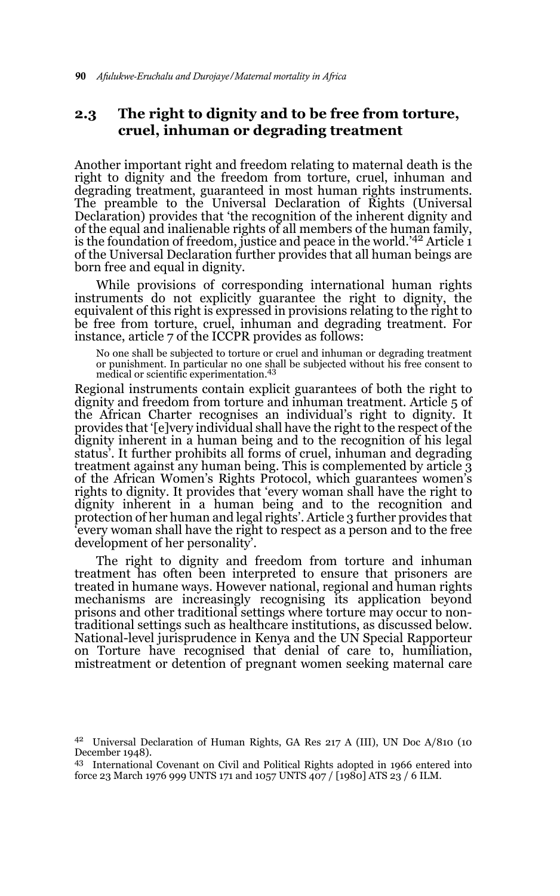## 2.3 The right to dignity and to be free from torture, cruel, inhuman or degrading treatment

Another important right and freedom relating to maternal death is the right to dignity and the freedom from torture, cruel, inhuman and degrading treatment, guaranteed in most human rights instruments. The preamble to the Universal Declaration of Rights (Universal Declaration) provides that 'the recognition of the inherent dignity and of the equal and inalienable rights of all members of the human family, is the foundation of freedom, justice and peace in the world.'[42] Article 1 of the Universal Declaration further provides that all human beings are born free and equal in dignity.

While provisions of corresponding international human rights instruments do not explicitly guarantee the right to dignity, the equivalent of this right is expressed in provisions relating to the right to be free from torture, cruel, inhuman and degrading treatment. For instance, article 7 of the ICCPR provides as follows:

> No one shall be subjected to torture or cruel and inhuman or degrading treatment or punishment. In particular no one shall be subjected without his free consent to medical or scientific experimentation.[43]

Regional instruments contain explicit guarantees of both the right to dignity and freedom from torture and inhuman treatment. Article 5 of the African Charter recognises an individual's right to dignity. It provides that '[e]very individual shall have the right to the respect of the dignity inherent in a human being and to the recognition of his legal status'. It further prohibits all forms of cruel, inhuman and degrading treatment against any human being. This is complemented by article 3 of the African Women's Rights Protocol, which guarantees women's rights to dignity. It provides that 'every woman shall have the right to dignity inherent in a human being and to the recognition and protection of her human and legal rights'. Article 3 further provides that 'every woman shall have the right to respect as a person and to the free development of her personality'.

The right to dignity and freedom from torture and inhuman treatment has often been interpreted to ensure that prisoners are treated in humane ways. However national, regional and human rights mechanisms are increasingly recognising its application beyond prisons and other traditional settings where torture may occur to non-traditional settings such as healthcare institutions, as discussed below. National-level jurisprudence in Kenya and the UN Special Rapporteur on Torture have recognised that denial of care to, humiliation, mistreatment or detention of pregnant women seeking maternal care

[42] Universal Declaration of Human Rights, GA Res 217 A (III), UN Doc A/810 (10 December 1948).

[43] International Covenant on Civil and Political Rights adopted in 1966 entered into force 23 March 1976 999 UNTS 171 and 1057 UNTS 407 / [1980] ATS 23 / 6 ILM.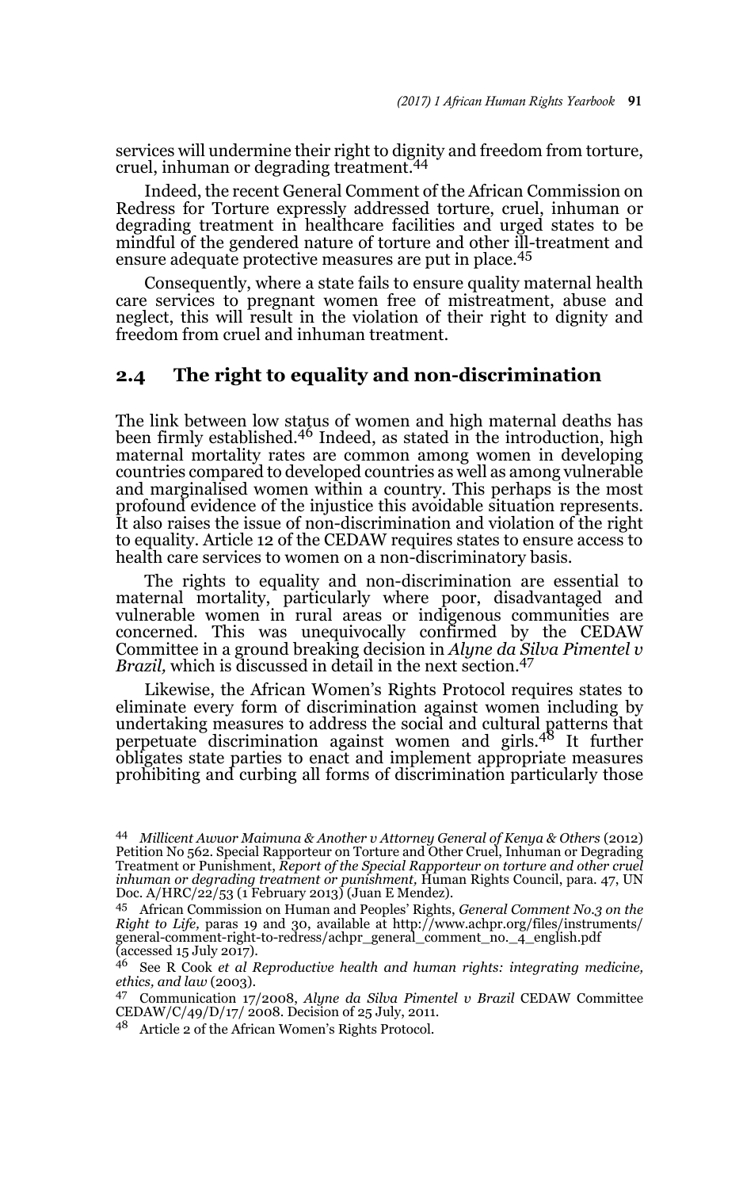services will undermine their right to dignity and freedom from torture, cruel, inhuman or degrading treatment.[44]

Indeed, the recent General Comment of the African Commission on Redress for Torture expressly addressed torture, cruel, inhuman or degrading treatment in healthcare facilities and urged states to be mindful of the gendered nature of torture and other ill-treatment and ensure adequate protective measures are put in place.[45]

Consequently, where a state fails to ensure quality maternal health care services to pregnant women free of mistreatment, abuse and neglect, this will result in the violation of their right to dignity and freedom from cruel and inhuman treatment.

## 2.4 The right to equality and non-discrimination

The link between low status of women and high maternal deaths has been firmly established.[46] Indeed, as stated in the introduction, high maternal mortality rates are common among women in developing countries compared to developed countries as well as among vulnerable and marginalised women within a country. This perhaps is the most profound evidence of the injustice this avoidable situation represents. It also raises the issue of non-discrimination and violation of the right to equality. Article 12 of the CEDAW requires states to ensure access to health care services to women on a non-discriminatory basis.

The rights to equality and non-discrimination are essential to maternal mortality, particularly where poor, disadvantaged and vulnerable women in rural areas or indigenous communities are concerned. This was unequivocally confirmed by the CEDAW Committee in a ground breaking decision in *Alyne da Silva Pimentel v Brazil,* which is discussed in detail in the next section.[47]

Likewise, the African Women's Rights Protocol requires states to eliminate every form of discrimination against women including by undertaking measures to address the social and cultural patterns that perpetuate discrimination against women and girls.[48] It further obligates state parties to enact and implement appropriate measures prohibiting and curbing all forms of discrimination particularly those

---

[44] *Millicent Awuor Maimuna & Another v Attorney General of Kenya & Others* (2012) Petition No 562. Special Rapporteur on Torture and Other Cruel, Inhuman or Degrading Treatment or Punishment, *Report of the Special Rapporteur on torture and other cruel inhuman or degrading treatment or punishment,* Human Rights Council, para. 47, UN Doc. A/HRC/22/53 (1 February 2013) (Juan E Mendez).

[45] African Commission on Human and Peoples' Rights, *General Comment No.3 on the Right to Life,* paras 19 and 30, available at http://www.achpr.org/files/instruments/general-comment-right-to-redress/achpr_general_comment_no._4_english.pdf (accessed 15 July 2017).

[46] See R Cook *et al Reproductive health and human rights: integrating medicine, ethics, and law* (2003).

[47] Communication 17/2008, *Alyne da Silva Pimentel v Brazil* CEDAW Committee CEDAW/C/49/D/17/ 2008. Decision of 25 July, 2011.

[48] Article 2 of the African Women's Rights Protocol.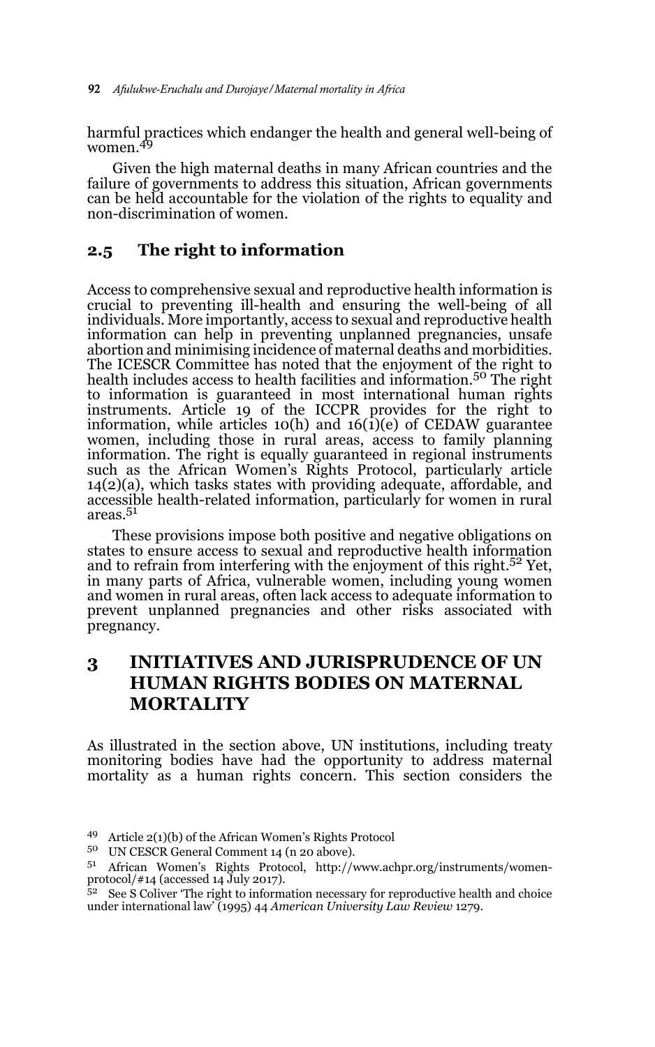harmful practices which endanger the health and general well-being of women.[49]

Given the high maternal deaths in many African countries and the failure of governments to address this situation, African governments can be held accountable for the violation of the rights to equality and non-discrimination of women.

## 2.5 The right to information

Access to comprehensive sexual and reproductive health information is crucial to preventing ill-health and ensuring the well-being of all individuals. More importantly, access to sexual and reproductive health information can help in preventing unplanned pregnancies, unsafe abortion and minimising incidence of maternal deaths and morbidities. The ICESCR Committee has noted that the enjoyment of the right to health includes access to health facilities and information.[50] The right to information is guaranteed in most international human rights instruments. Article 19 of the ICCPR provides for the right to information, while articles 10(h) and 16(1)(e) of CEDAW guarantee women, including those in rural areas, access to family planning information. The right is equally guaranteed in regional instruments such as the African Women's Rights Protocol, particularly article 14(2)(a), which tasks states with providing adequate, affordable, and accessible health-related information, particularly for women in rural areas.[51]

These provisions impose both positive and negative obligations on states to ensure access to sexual and reproductive health information and to refrain from interfering with the enjoyment of this right.[52] Yet, in many parts of Africa, vulnerable women, including young women and women in rural areas, often lack access to adequate information to prevent unplanned pregnancies and other risks associated with pregnancy.

# 3 INITIATIVES AND JURISPRUDENCE OF UN HUMAN RIGHTS BODIES ON MATERNAL MORTALITY

As illustrated in the section above, UN institutions, including treaty monitoring bodies have had the opportunity to address maternal mortality as a human rights concern. This section considers the

---

[49] Article 2(1)(b) of the African Women's Rights Protocol

[50] UN CESCR General Comment 14 (n 20 above).

[51] African Women's Rights Protocol, http://www.achpr.org/instruments/women-protocol/#14 (accessed 14 July 2017).

[52] See S Coliver 'The right to information necessary for reproductive health and choice under international law' (1995) 44 *American University Law Review* 1279.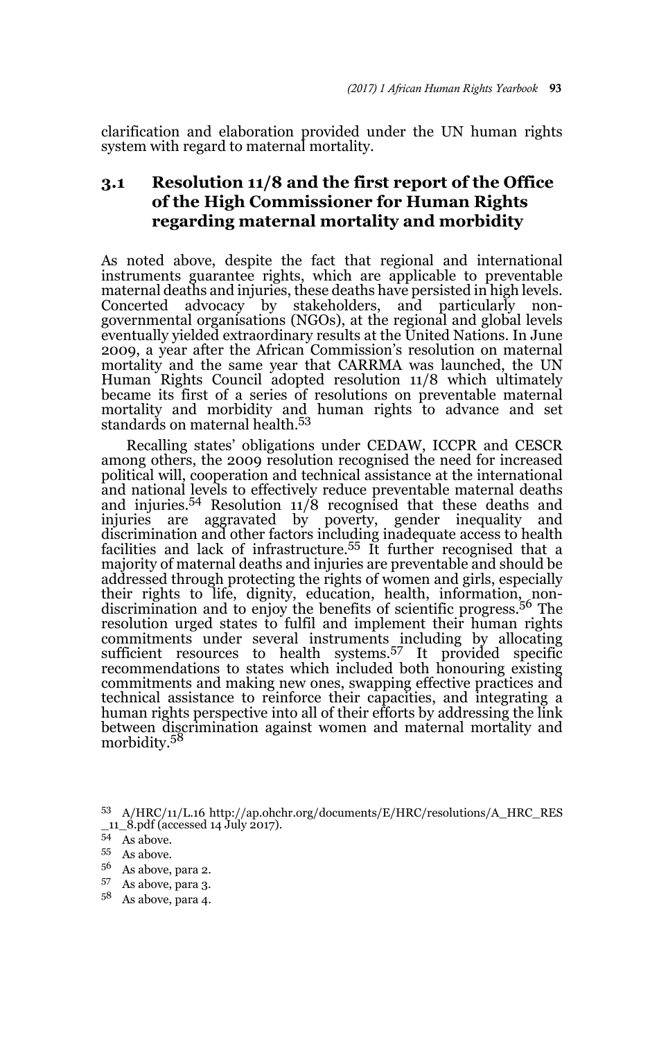clarification and elaboration provided under the UN human rights system with regard to maternal mortality.

## 3.1 Resolution 11/8 and the first report of the Office of the High Commissioner for Human Rights regarding maternal mortality and morbidity

As noted above, despite the fact that regional and international instruments guarantee rights, which are applicable to preventable maternal deaths and injuries, these deaths have persisted in high levels. Concerted advocacy by stakeholders, and particularly non-governmental organisations (NGOs), at the regional and global levels eventually yielded extraordinary results at the United Nations. In June 2009, a year after the African Commission's resolution on maternal mortality and the same year that CARRMA was launched, the UN Human Rights Council adopted resolution 11/8 which ultimately became its first of a series of resolutions on preventable maternal mortality and morbidity and human rights to advance and set standards on maternal health.[53]

Recalling states' obligations under CEDAW, ICCPR and CESCR among others, the 2009 resolution recognised the need for increased political will, cooperation and technical assistance at the international and national levels to effectively reduce preventable maternal deaths and injuries.[54] Resolution 11/8 recognised that these deaths and injuries are aggravated by poverty, gender inequality and discrimination and other factors including inadequate access to health facilities and lack of infrastructure.[55] It further recognised that a majority of maternal deaths and injuries are preventable and should be addressed through protecting the rights of women and girls, especially their rights to life, dignity, education, health, information, non-discrimination and to enjoy the benefits of scientific progress.[56] The resolution urged states to fulfil and implement their human rights commitments under several instruments including by allocating sufficient resources to health systems.[57] It provided specific recommendations to states which included both honouring existing commitments and making new ones, swapping effective practices and technical assistance to reinforce their capacities, and integrating a human rights perspective into all of their efforts by addressing the link between discrimination against women and maternal mortality and morbidity.[58]

---

53 A/HRC/11/L.16 http://ap.ohchr.org/documents/E/HRC/resolutions/A_HRC_RES_11_8.pdf (accessed 14 July 2017).

54 As above.

55 As above.

56 As above, para 2.

57 As above, para 3.

58 As above, para 4.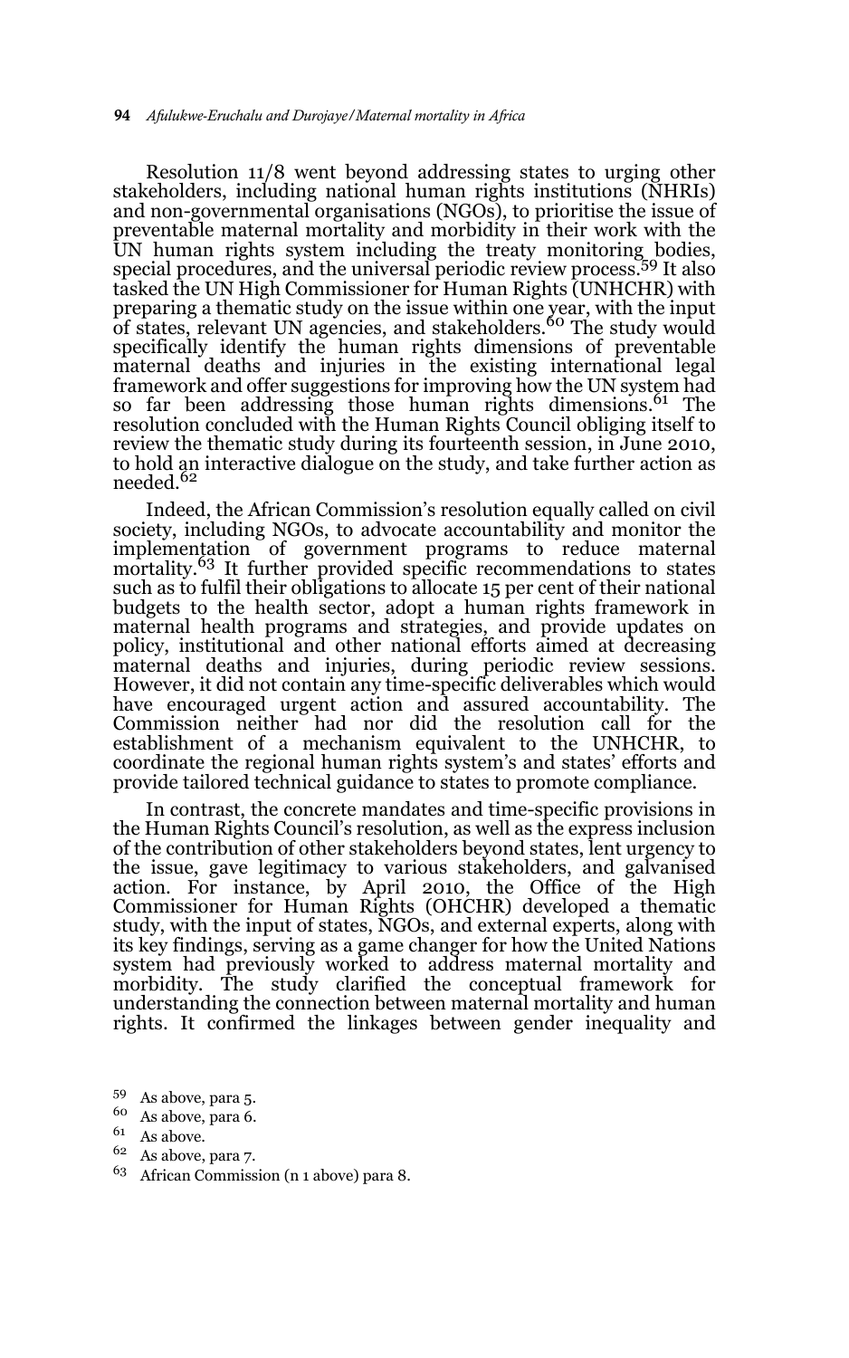Resolution 11/8 went beyond addressing states to urging other stakeholders, including national human rights institutions (NHRIs) and non-governmental organisations (NGOs), to prioritise the issue of preventable maternal mortality and morbidity in their work with the UN human rights system including the treaty monitoring bodies, special procedures, and the universal periodic review process.[59] It also tasked the UN High Commissioner for Human Rights (UNHCHR) with preparing a thematic study on the issue within one year, with the input of states, relevant UN agencies, and stakeholders.[60] The study would specifically identify the human rights dimensions of preventable maternal deaths and injuries in the existing international legal framework and offer suggestions for improving how the UN system had so far been addressing those human rights dimensions.[61] The resolution concluded with the Human Rights Council obliging itself to review the thematic study during its fourteenth session, in June 2010, to hold an interactive dialogue on the study, and take further action as needed.[62]

Indeed, the African Commission's resolution equally called on civil society, including NGOs, to advocate accountability and monitor the implementation of government programs to reduce maternal mortality.[63] It further provided specific recommendations to states such as to fulfil their obligations to allocate 15 per cent of their national budgets to the health sector, adopt a human rights framework in maternal health programs and strategies, and provide updates on policy, institutional and other national efforts aimed at decreasing maternal deaths and injuries, during periodic review sessions. However, it did not contain any time-specific deliverables which would have encouraged urgent action and assured accountability. The Commission neither had nor did the resolution call for the establishment of a mechanism equivalent to the UNHCHR, to coordinate the regional human rights system's and states' efforts and provide tailored technical guidance to states to promote compliance.

In contrast, the concrete mandates and time-specific provisions in the Human Rights Council's resolution, as well as the express inclusion of the contribution of other stakeholders beyond states, lent urgency to the issue, gave legitimacy to various stakeholders, and galvanised action. For instance, by April 2010, the Office of the High Commissioner for Human Rights (OHCHR) developed a thematic study, with the input of states, NGOs, and external experts, along with its key findings, serving as a game changer for how the United Nations system had previously worked to address maternal mortality and morbidity. The study clarified the conceptual framework for understanding the connection between maternal mortality and human rights. It confirmed the linkages between gender inequality and

[59] As above, para 5.

[60] As above, para 6.

[61] As above.

[62] As above, para 7.

[63] African Commission (n 1 above) para 8.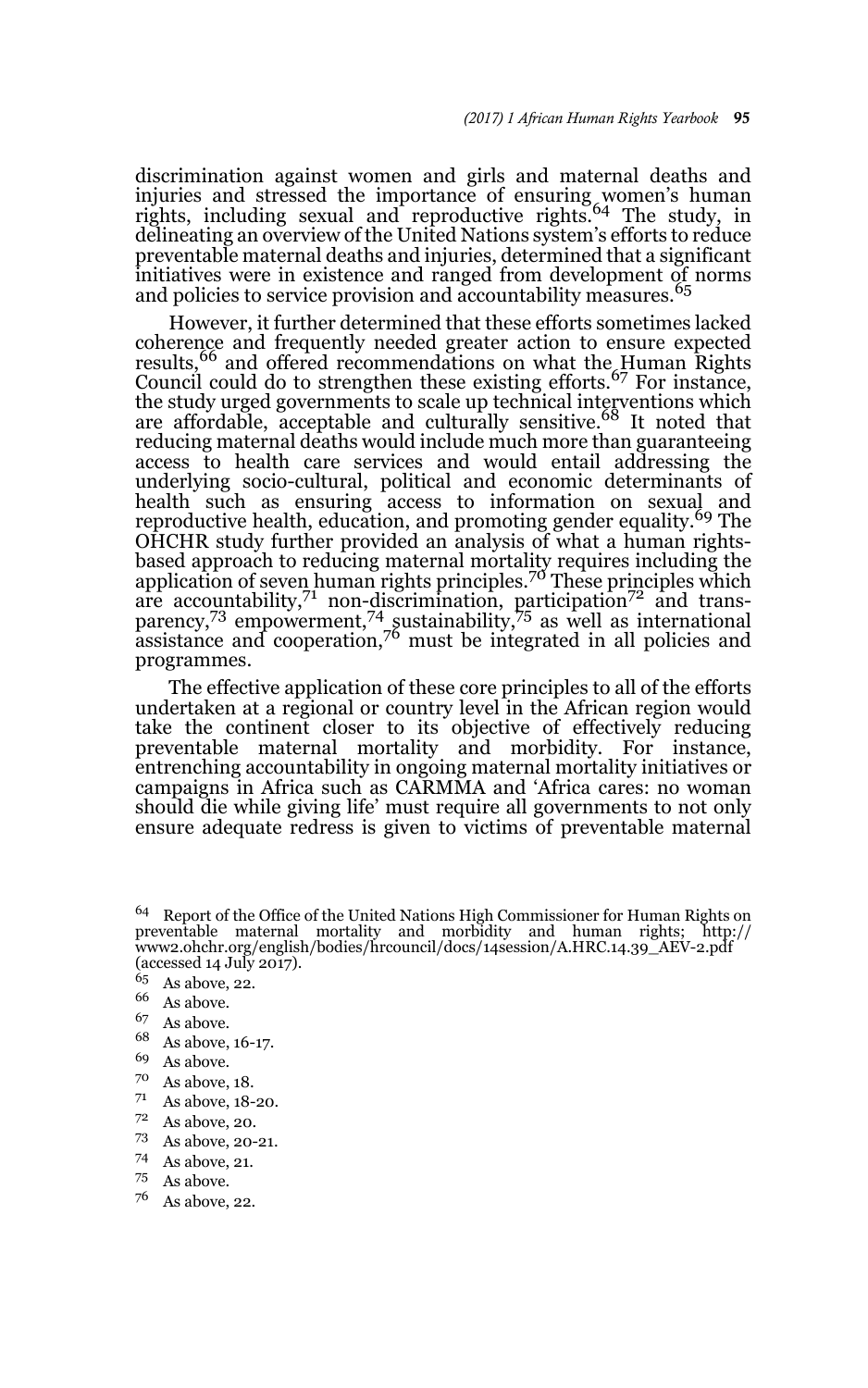discrimination against women and girls and maternal deaths and injuries and stressed the importance of ensuring women's human rights, including sexual and reproductive rights.[64] The study, in delineating an overview of the United Nations system's efforts to reduce preventable maternal deaths and injuries, determined that a significant initiatives were in existence and ranged from development of norms and policies to service provision and accountability measures.[65]

However, it further determined that these efforts sometimes lacked coherence and frequently needed greater action to ensure expected results,[66] and offered recommendations on what the Human Rights Council could do to strengthen these existing efforts.[67] For instance, the study urged governments to scale up technical interventions which are affordable, acceptable and culturally sensitive.[68] It noted that reducing maternal deaths would include much more than guaranteeing access to health care services and would entail addressing the underlying socio-cultural, political and economic determinants of health such as ensuring access to information on sexual and reproductive health, education, and promoting gender equality.[69] The OHCHR study further provided an analysis of what a human rights-based approach to reducing maternal mortality requires including the application of seven human rights principles.[70] These principles which are accountability,[71] non-discrimination, participation[72] and transparency,[73] empowerment,[74] sustainability,[75] as well as international assistance and cooperation,[76] must be integrated in all policies and programmes.

The effective application of these core principles to all of the efforts undertaken at a regional or country level in the African region would take the continent closer to its objective of effectively reducing preventable maternal mortality and morbidity. For instance, entrenching accountability in ongoing maternal mortality initiatives or campaigns in Africa such as CARMMA and 'Africa cares: no woman should die while giving life' must require all governments to not only ensure adequate redress is given to victims of preventable maternal

---

64 Report of the Office of the United Nations High Commissioner for Human Rights on preventable maternal mortality and morbidity and human rights; http://www2.ohchr.org/english/bodies/hrcouncil/docs/14session/A.HRC.14.39_AEV-2.pdf (accessed 14 July 2017).

65 As above, 22.

66 As above.

67 As above.

68 As above, 16-17.

69 As above.

70 As above, 18.

71 As above, 18-20.

72 As above, 20.

73 As above, 20-21.

74 As above, 21.

75 As above.

76 As above, 22.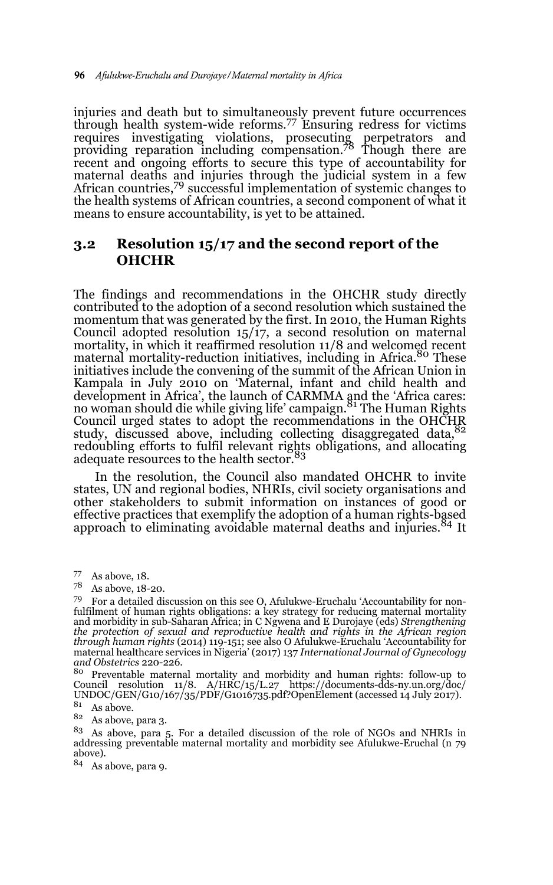injuries and death but to simultaneously prevent future occurrences through health system-wide reforms.[77] Ensuring redress for victims requires investigating violations, prosecuting perpetrators and providing reparation including compensation.[78] Though there are recent and ongoing efforts to secure this type of accountability for maternal deaths and injuries through the judicial system in a few African countries,[79] successful implementation of systemic changes to the health systems of African countries, a second component of what it means to ensure accountability, is yet to be attained.

## 3.2 Resolution 15/17 and the second report of the OHCHR

The findings and recommendations in the OHCHR study directly contributed to the adoption of a second resolution which sustained the momentum that was generated by the first. In 2010, the Human Rights Council adopted resolution 15/17, a second resolution on maternal mortality, in which it reaffirmed resolution 11/8 and welcomed recent maternal mortality-reduction initiatives, including in Africa.[80] These initiatives include the convening of the summit of the African Union in Kampala in July 2010 on 'Maternal, infant and child health and development in Africa', the launch of CARMMA and the 'Africa cares: no woman should die while giving life' campaign.[81] The Human Rights Council urged states to adopt the recommendations in the OHCHR study, discussed above, including collecting disaggregated data,[82] redoubling efforts to fulfil relevant rights obligations, and allocating adequate resources to the health sector.[83]

In the resolution, the Council also mandated OHCHR to invite states, UN and regional bodies, NHRIs, civil society organisations and other stakeholders to submit information on instances of good or effective practices that exemplify the adoption of a human rights-based approach to eliminating avoidable maternal deaths and injuries.[84] It

---

77 As above, 18.

78 As above, 18-20.

79 For a detailed discussion on this see O, Afulukwe-Eruchalu 'Accountability for non-fulfilment of human rights obligations: a key strategy for reducing maternal mortality and morbidity in sub-Saharan Africa; in C Ngwena and E Durojaye (eds) *Strengthening the protection of sexual and reproductive health and rights in the African region through human rights* (2014) 119-151; see also O Afulukwe-Eruchalu 'Accountability for maternal healthcare services in Nigeria' (2017) 137 *International Journal of Gynecology and Obstetrics* 220-226.

80 Preventable maternal mortality and morbidity and human rights: follow-up to Council resolution 11/8. A/HRC/15/L.27 https://documents-dds-ny.un.org/doc/UNDOC/GEN/G10/167/35/PDF/G1016735.pdf?OpenElement (accessed 14 July 2017).

81 As above.

82 As above, para 3.

83 As above, para 5. For a detailed discussion of the role of NGOs and NHRIs in addressing preventable maternal mortality and morbidity see Afulukwe-Eruchal (n 79 above).

84 As above, para 9.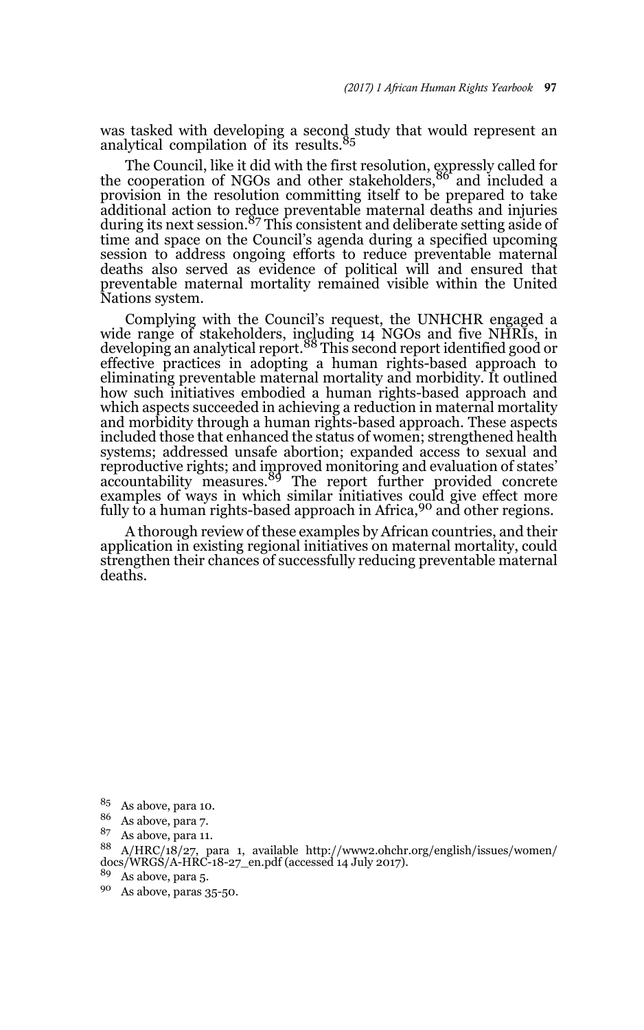was tasked with developing a second study that would represent an analytical compilation of its results.[85]

The Council, like it did with the first resolution, expressly called for the cooperation of NGOs and other stakeholders,[86] and included a provision in the resolution committing itself to be prepared to take additional action to reduce preventable maternal deaths and injuries during its next session.[87] This consistent and deliberate setting aside of time and space on the Council's agenda during a specified upcoming session to address ongoing efforts to reduce preventable maternal deaths also served as evidence of political will and ensured that preventable maternal mortality remained visible within the United Nations system.

Complying with the Council's request, the UNHCHR engaged a wide range of stakeholders, including 14 NGOs and five NHRIs, in developing an analytical report.[88] This second report identified good or effective practices in adopting a human rights-based approach to eliminating preventable maternal mortality and morbidity. It outlined how such initiatives embodied a human rights-based approach and which aspects succeeded in achieving a reduction in maternal mortality and morbidity through a human rights-based approach. These aspects included those that enhanced the status of women; strengthened health systems; addressed unsafe abortion; expanded access to sexual and reproductive rights; and improved monitoring and evaluation of states' accountability measures.[89] The report further provided concrete examples of ways in which similar initiatives could give effect more fully to a human rights-based approach in Africa,[90] and other regions.

A thorough review of these examples by African countries, and their application in existing regional initiatives on maternal mortality, could strengthen their chances of successfully reducing preventable maternal deaths.

---

[85] As above, para 10.

[86] As above, para 7.

[87] As above, para 11.

[88] A/HRC/18/27, para 1, available http://www2.ohchr.org/english/issues/women/docs/WRGS/A-HRC-18-27_en.pdf (accessed 14 July 2017).

[89] As above, para 5.

[90] As above, paras 35-50.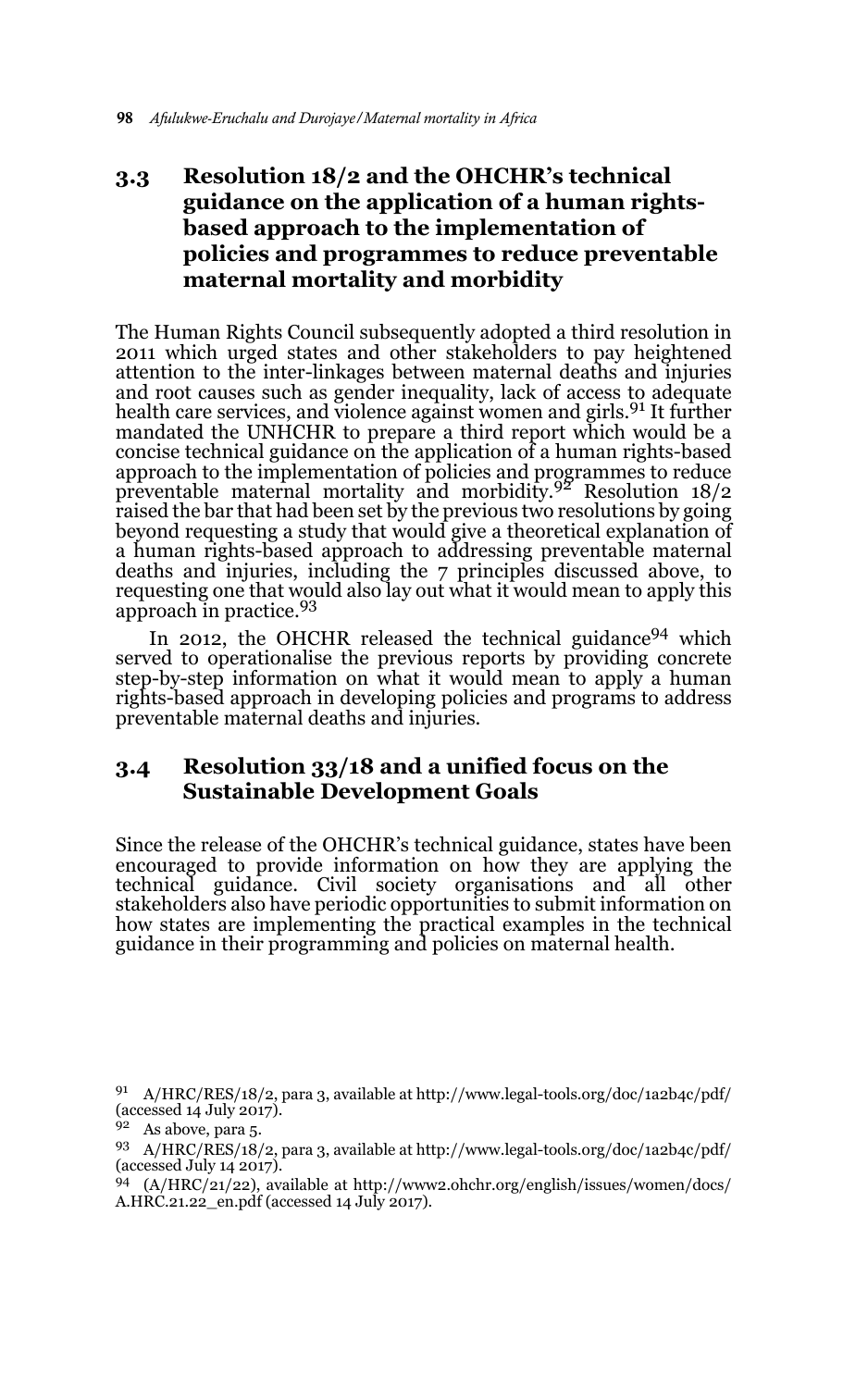### 3.3 Resolution 18/2 and the OHCHR's technical guidance on the application of a human rights-based approach to the implementation of policies and programmes to reduce preventable maternal mortality and morbidity

The Human Rights Council subsequently adopted a third resolution in 2011 which urged states and other stakeholders to pay heightened attention to the inter-linkages between maternal deaths and injuries and root causes such as gender inequality, lack of access to adequate health care services, and violence against women and girls.[91] It further mandated the UNHCHR to prepare a third report which would be a concise technical guidance on the application of a human rights-based approach to the implementation of policies and programmes to reduce preventable maternal mortality and morbidity.[92] Resolution 18/2 raised the bar that had been set by the previous two resolutions by going beyond requesting a study that would give a theoretical explanation of a human rights-based approach to addressing preventable maternal deaths and injuries, including the 7 principles discussed above, to requesting one that would also lay out what it would mean to apply this approach in practice.[93]

In 2012, the OHCHR released the technical guidance[94] which served to operationalise the previous reports by providing concrete step-by-step information on what it would mean to apply a human rights-based approach in developing policies and programs to address preventable maternal deaths and injuries.

### 3.4 Resolution 33/18 and a unified focus on the Sustainable Development Goals

Since the release of the OHCHR's technical guidance, states have been encouraged to provide information on how they are applying the technical guidance. Civil society organisations and all other stakeholders also have periodic opportunities to submit information on how states are implementing the practical examples in the technical guidance in their programming and policies on maternal health.

---

[91] A/HRC/RES/18/2, para 3, available at http://www.legal-tools.org/doc/1a2b4c/pdf/ (accessed 14 July 2017).

[92] As above, para 5.

[93] A/HRC/RES/18/2, para 3, available at http://www.legal-tools.org/doc/1a2b4c/pdf/ (accessed July 14 2017).

[94] (A/HRC/21/22), available at http://www2.ohchr.org/english/issues/women/docs/A.HRC.21.22_en.pdf (accessed 14 July 2017).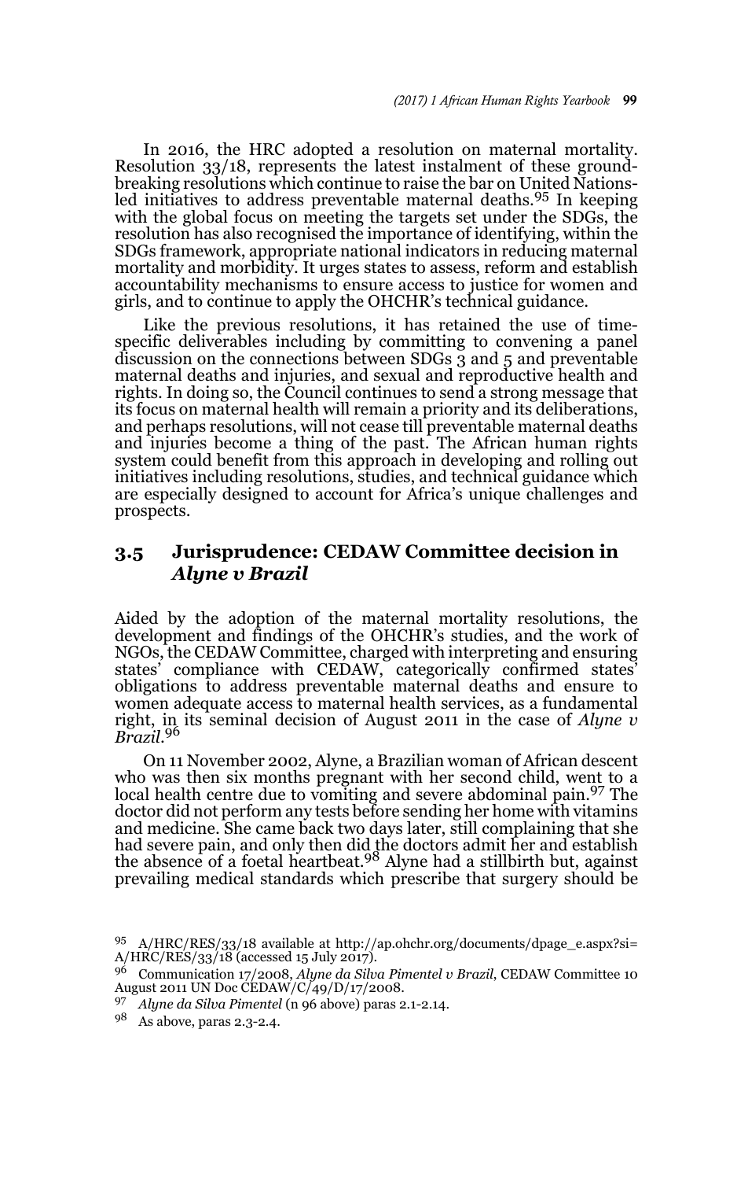In 2016, the HRC adopted a resolution on maternal mortality. Resolution 33/18, represents the latest instalment of these ground-breaking resolutions which continue to raise the bar on United Nations-led initiatives to address preventable maternal deaths.[95] In keeping with the global focus on meeting the targets set under the SDGs, the resolution has also recognised the importance of identifying, within the SDGs framework, appropriate national indicators in reducing maternal mortality and morbidity. It urges states to assess, reform and establish accountability mechanisms to ensure access to justice for women and girls, and to continue to apply the OHCHR's technical guidance.

Like the previous resolutions, it has retained the use of time-specific deliverables including by committing to convening a panel discussion on the connections between SDGs 3 and 5 and preventable maternal deaths and injuries, and sexual and reproductive health and rights. In doing so, the Council continues to send a strong message that its focus on maternal health will remain a priority and its deliberations, and perhaps resolutions, will not cease till preventable maternal deaths and injuries become a thing of the past. The African human rights system could benefit from this approach in developing and rolling out initiatives including resolutions, studies, and technical guidance which are especially designed to account for Africa's unique challenges and prospects.

## 3.5 Jurisprudence: CEDAW Committee decision in *Alyne v Brazil*

Aided by the adoption of the maternal mortality resolutions, the development and findings of the OHCHR's studies, and the work of NGOs, the CEDAW Committee, charged with interpreting and ensuring states' compliance with CEDAW, categorically confirmed states' obligations to address preventable maternal deaths and ensure to women adequate access to maternal health services, as a fundamental right, in its seminal decision of August 2011 in the case of *Alyne v Brazil*.[96]

On 11 November 2002, Alyne, a Brazilian woman of African descent who was then six months pregnant with her second child, went to a local health centre due to vomiting and severe abdominal pain.[97] The doctor did not perform any tests before sending her home with vitamins and medicine. She came back two days later, still complaining that she had severe pain, and only then did the doctors admit her and establish the absence of a foetal heartbeat.[98] Alyne had a stillbirth but, against prevailing medical standards which prescribe that surgery should be

---

[95] A/HRC/RES/33/18 available at http://ap.ohchr.org/documents/dpage_e.aspx?si=A/HRC/RES/33/18 (accessed 15 July 2017).

[96] Communication 17/2008, *Alyne da Silva Pimentel v Brazil*, CEDAW Committee 10 August 2011 UN Doc CEDAW/C/49/D/17/2008.

[97] *Alyne da Silva Pimentel* (n 96 above) paras 2.1-2.14.

[98] As above, paras 2.3-2.4.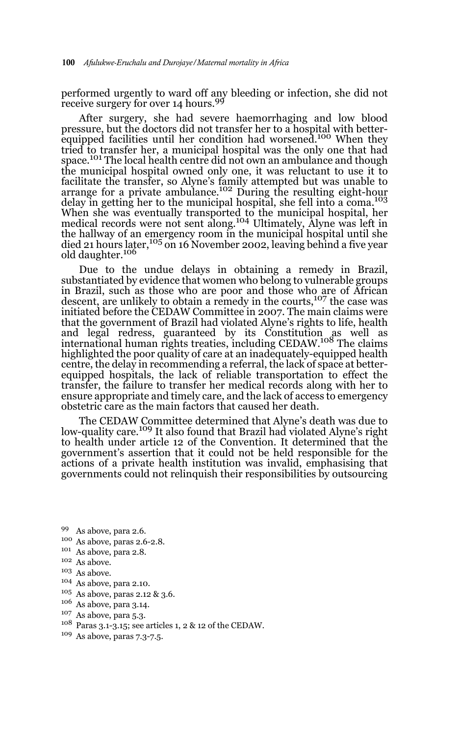performed urgently to ward off any bleeding or infection, she did not receive surgery for over 14 hours.[99]

After surgery, she had severe haemorrhaging and low blood pressure, but the doctors did not transfer her to a hospital with better-equipped facilities until her condition had worsened.[100] When they tried to transfer her, a municipal hospital was the only one that had space.[101] The local health centre did not own an ambulance and though the municipal hospital owned only one, it was reluctant to use it to facilitate the transfer, so Alyne's family attempted but was unable to arrange for a private ambulance.[102] During the resulting eight-hour delay in getting her to the municipal hospital, she fell into a coma.[103] When she was eventually transported to the municipal hospital, her medical records were not sent along.[104] Ultimately, Alyne was left in the hallway of an emergency room in the municipal hospital until she died 21 hours later,[105] on 16 November 2002, leaving behind a five year old daughter.[106]

Due to the undue delays in obtaining a remedy in Brazil, substantiated by evidence that women who belong to vulnerable groups in Brazil, such as those who are poor and those who are of African descent, are unlikely to obtain a remedy in the courts,[107] the case was initiated before the CEDAW Committee in 2007. The main claims were that the government of Brazil had violated Alyne's rights to life, health and legal redress, guaranteed by its Constitution as well as international human rights treaties, including CEDAW.[108] The claims highlighted the poor quality of care at an inadequately-equipped health centre, the delay in recommending a referral, the lack of space at better-equipped hospitals, the lack of reliable transportation to effect the transfer, the failure to transfer her medical records along with her to ensure appropriate and timely care, and the lack of access to emergency obstetric care as the main factors that caused her death.

The CEDAW Committee determined that Alyne's death was due to low-quality care.[109] It also found that Brazil had violated Alyne's right to health under article 12 of the Convention. It determined that the government's assertion that it could not be held responsible for the actions of a private health institution was invalid, emphasising that governments could not relinquish their responsibilities by outsourcing

---

99 As above, para 2.6.
100 As above, paras 2.6-2.8.
101 As above, para 2.8.
102 As above.
103 As above.
104 As above, para 2.10.
105 As above, paras 2.12 & 3.6.
106 As above, para 3.14.
107 As above, para 5.3.
108 Paras 3.1-3.15; see articles 1, 2 & 12 of the CEDAW.
109 As above, paras 7.3-7.5.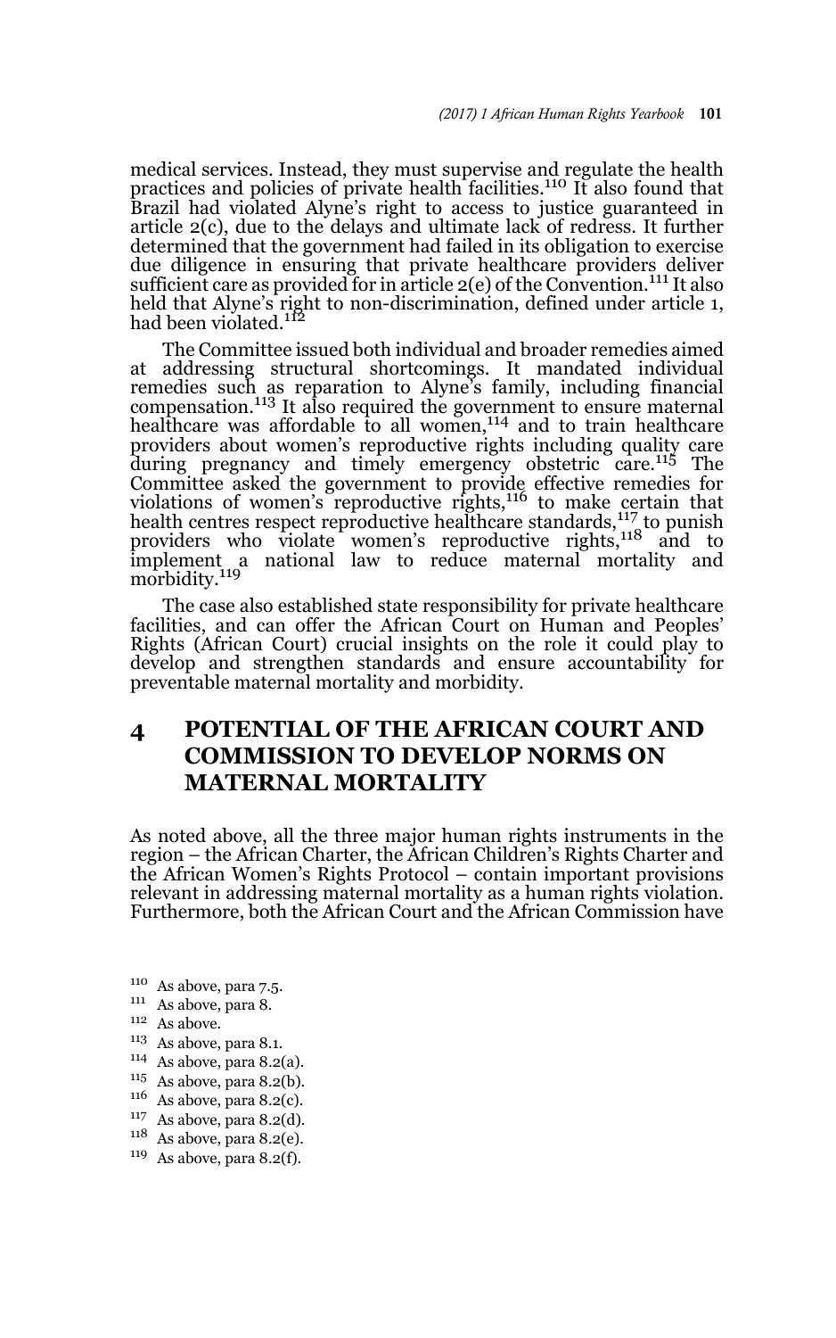medical services. Instead, they must supervise and regulate the health practices and policies of private health facilities.[110] It also found that Brazil had violated Alyne's right to access to justice guaranteed in article 2(c), due to the delays and ultimate lack of redress. It further determined that the government had failed in its obligation to exercise due diligence in ensuring that private healthcare providers deliver sufficient care as provided for in article 2(e) of the Convention.[111] It also held that Alyne's right to non-discrimination, defined under article 1, had been violated.[112]

The Committee issued both individual and broader remedies aimed at addressing structural shortcomings. It mandated individual remedies such as reparation to Alyne's family, including financial compensation.[113] It also required the government to ensure maternal healthcare was affordable to all women,[114] and to train healthcare providers about women's reproductive rights including quality care during pregnancy and timely emergency obstetric care.[115] The Committee asked the government to provide effective remedies for violations of women's reproductive rights,[116] to make certain that health centres respect reproductive healthcare standards,[117] to punish providers who violate women's reproductive rights,[118] and to implement a national law to reduce maternal mortality and morbidity.[119]

The case also established state responsibility for private healthcare facilities, and can offer the African Court on Human and Peoples' Rights (African Court) crucial insights on the role it could play to develop and strengthen standards and ensure accountability for preventable maternal mortality and morbidity.

## 4 POTENTIAL OF THE AFRICAN COURT AND COMMISSION TO DEVELOP NORMS ON MATERNAL MORTALITY

As noted above, all the three major human rights instruments in the region – the African Charter, the African Children's Rights Charter and the African Women's Rights Protocol – contain important provisions relevant in addressing maternal mortality as a human rights violation. Furthermore, both the African Court and the African Commission have

---

[110] As above, para 7.5.

[111] As above, para 8.

[112] As above.

[113] As above, para 8.1.

[114] As above, para 8.2(a).

[115] As above, para 8.2(b).

[116] As above, para 8.2(c).

[117] As above, para 8.2(d).

[118] As above, para 8.2(e).

[119] As above, para 8.2(f).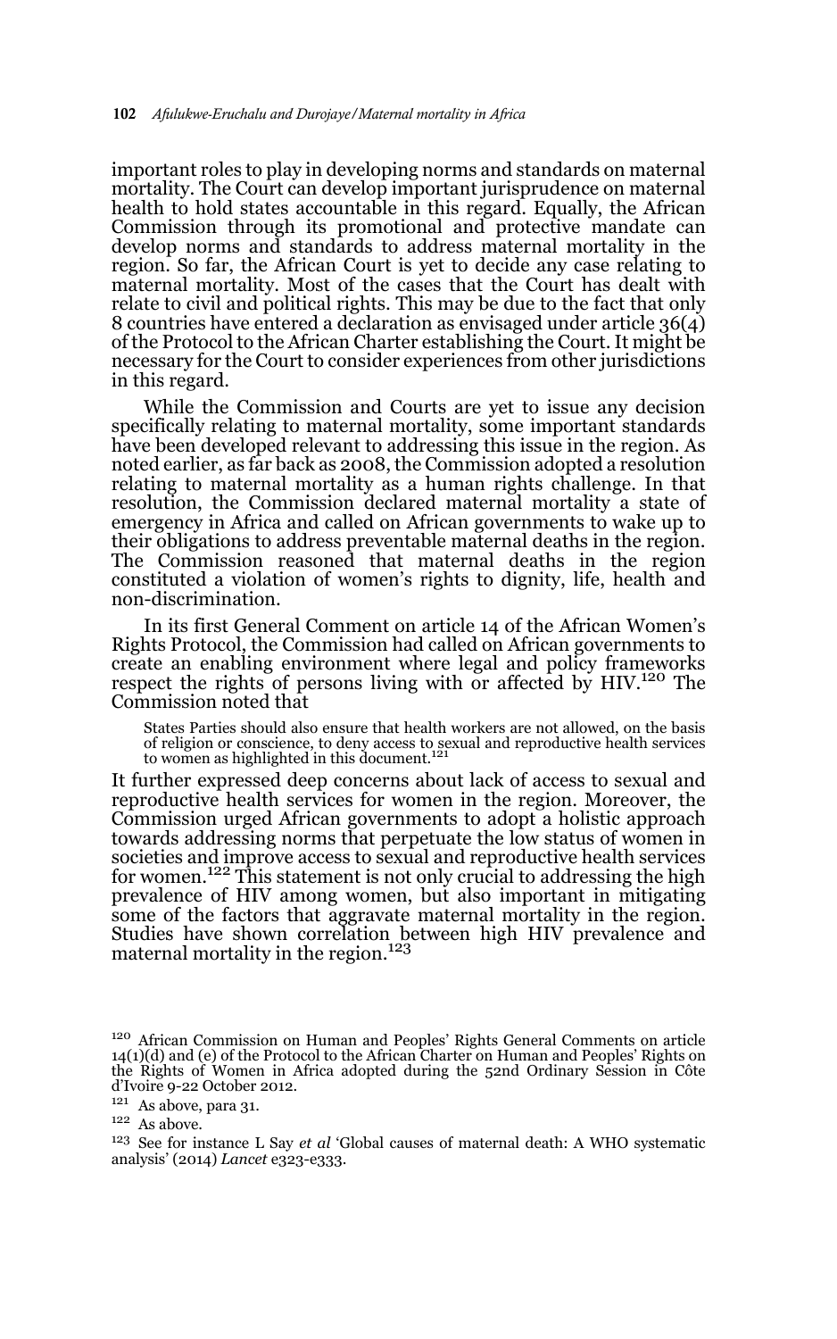important roles to play in developing norms and standards on maternal mortality. The Court can develop important jurisprudence on maternal health to hold states accountable in this regard. Equally, the African Commission through its promotional and protective mandate can develop norms and standards to address maternal mortality in the region. So far, the African Court is yet to decide any case relating to maternal mortality. Most of the cases that the Court has dealt with relate to civil and political rights. This may be due to the fact that only 8 countries have entered a declaration as envisaged under article 36(4) of the Protocol to the African Charter establishing the Court. It might be necessary for the Court to consider experiences from other jurisdictions in this regard.

While the Commission and Courts are yet to issue any decision specifically relating to maternal mortality, some important standards have been developed relevant to addressing this issue in the region. As noted earlier, as far back as 2008, the Commission adopted a resolution relating to maternal mortality as a human rights challenge. In that resolution, the Commission declared maternal mortality a state of emergency in Africa and called on African governments to wake up to their obligations to address preventable maternal deaths in the region. The Commission reasoned that maternal deaths in the region constituted a violation of women's rights to dignity, life, health and non-discrimination.

In its first General Comment on article 14 of the African Women's Rights Protocol, the Commission had called on African governments to create an enabling environment where legal and policy frameworks respect the rights of persons living with or affected by HIV.[120] The Commission noted that

> States Parties should also ensure that health workers are not allowed, on the basis of religion or conscience, to deny access to sexual and reproductive health services to women as highlighted in this document.[121]

It further expressed deep concerns about lack of access to sexual and reproductive health services for women in the region. Moreover, the Commission urged African governments to adopt a holistic approach towards addressing norms that perpetuate the low status of women in societies and improve access to sexual and reproductive health services for women.[122] This statement is not only crucial to addressing the high prevalence of HIV among women, but also important in mitigating some of the factors that aggravate maternal mortality in the region. Studies have shown correlation between high HIV prevalence and maternal mortality in the region.[123]

---

[120] African Commission on Human and Peoples' Rights General Comments on article 14(1)(d) and (e) of the Protocol to the African Charter on Human and Peoples' Rights on the Rights of Women in Africa adopted during the 52nd Ordinary Session in Côte d'Ivoire 9-22 October 2012.

[121] As above, para 31.

[122] As above.

[123] See for instance L Say *et al* 'Global causes of maternal death: A WHO systematic analysis' (2014) *Lancet* e323-e333.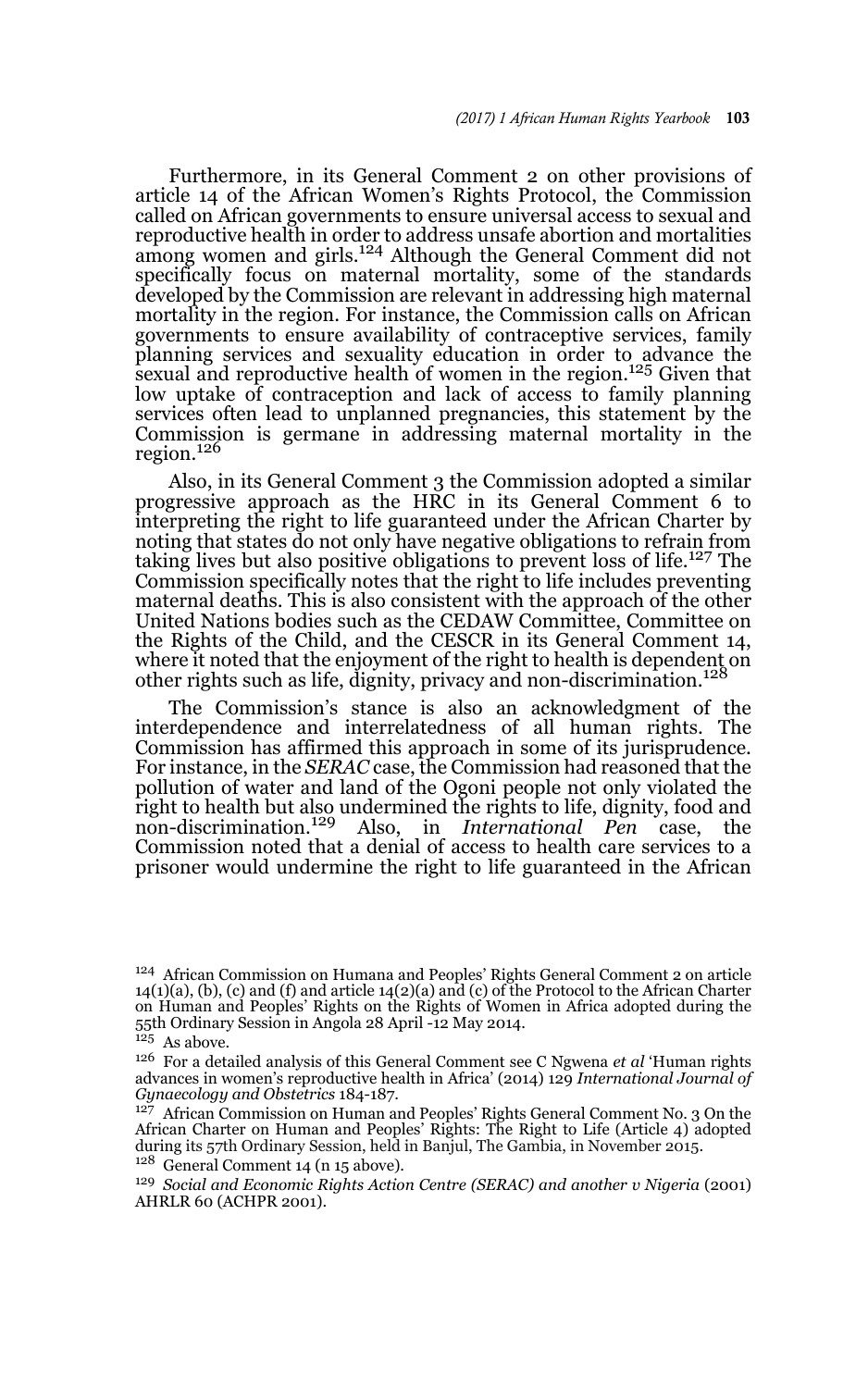Furthermore, in its General Comment 2 on other provisions of article 14 of the African Women's Rights Protocol, the Commission called on African governments to ensure universal access to sexual and reproductive health in order to address unsafe abortion and mortalities among women and girls.[124] Although the General Comment did not specifically focus on maternal mortality, some of the standards developed by the Commission are relevant in addressing high maternal mortality in the region. For instance, the Commission calls on African governments to ensure availability of contraceptive services, family planning services and sexuality education in order to advance the sexual and reproductive health of women in the region.[125] Given that low uptake of contraception and lack of access to family planning services often lead to unplanned pregnancies, this statement by the Commission is germane in addressing maternal mortality in the region.[126]

Also, in its General Comment 3 the Commission adopted a similar progressive approach as the HRC in its General Comment 6 to interpreting the right to life guaranteed under the African Charter by noting that states do not only have negative obligations to refrain from taking lives but also positive obligations to prevent loss of life.[127] The Commission specifically notes that the right to life includes preventing maternal deaths. This is also consistent with the approach of the other United Nations bodies such as the CEDAW Committee, Committee on the Rights of the Child, and the CESCR in its General Comment 14, where it noted that the enjoyment of the right to health is dependent on other rights such as life, dignity, privacy and non-discrimination.[128]

The Commission's stance is also an acknowledgment of the interdependence and interrelatedness of all human rights. The Commission has affirmed this approach in some of its jurisprudence. For instance, in the *SERAC* case, the Commission had reasoned that the pollution of water and land of the Ogoni people not only violated the right to health but also undermined the rights to life, dignity, food and non-discrimination.[129] Also, in *International Pen* case, the Commission noted that a denial of access to health care services to a prisoner would undermine the right to life guaranteed in the African

---

[124] African Commission on Humana and Peoples' Rights General Comment 2 on article 14(1)(a), (b), (c) and (f) and article 14(2)(a) and (c) of the Protocol to the African Charter on Human and Peoples' Rights on the Rights of Women in Africa adopted during the 55th Ordinary Session in Angola 28 April -12 May 2014.

[125] As above.

[126] For a detailed analysis of this General Comment see C Ngwena *et al* 'Human rights advances in women's reproductive health in Africa' (2014) 129 *International Journal of Gynaecology and Obstetrics* 184-187.

[127] African Commission on Human and Peoples' Rights General Comment No. 3 On the African Charter on Human and Peoples' Rights: The Right to Life (Article 4) adopted during its 57th Ordinary Session, held in Banjul, The Gambia, in November 2015.

[128] General Comment 14 (n 15 above).

[129] *Social and Economic Rights Action Centre (SERAC) and another v Nigeria* (2001) AHRLR 60 (ACHPR 2001).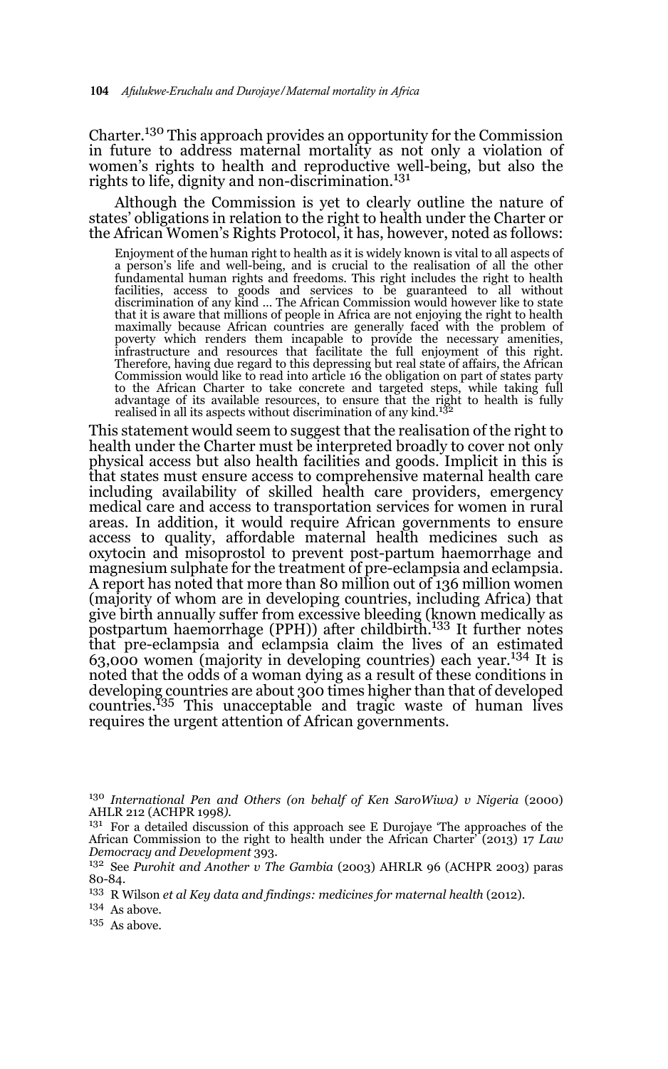Charter.[130] This approach provides an opportunity for the Commission in future to address maternal mortality as not only a violation of women's rights to health and reproductive well-being, but also the rights to life, dignity and non-discrimination.[131]

Although the Commission is yet to clearly outline the nature of states' obligations in relation to the right to health under the Charter or the African Women's Rights Protocol, it has, however, noted as follows:

> Enjoyment of the human right to health as it is widely known is vital to all aspects of a person's life and well-being, and is crucial to the realisation of all the other fundamental human rights and freedoms. This right includes the right to health facilities, access to goods and services to be guaranteed to all without discrimination of any kind … The African Commission would however like to state that it is aware that millions of people in Africa are not enjoying the right to health maximally because African countries are generally faced with the problem of poverty which renders them incapable to provide the necessary amenities, infrastructure and resources that facilitate the full enjoyment of this right. Therefore, having due regard to this depressing but real state of affairs, the African Commission would like to read into article 16 the obligation on part of states party to the African Charter to take concrete and targeted steps, while taking full advantage of its available resources, to ensure that the right to health is fully realised in all its aspects without discrimination of any kind.[132]

This statement would seem to suggest that the realisation of the right to health under the Charter must be interpreted broadly to cover not only physical access but also health facilities and goods. Implicit in this is that states must ensure access to comprehensive maternal health care including availability of skilled health care providers, emergency medical care and access to transportation services for women in rural areas. In addition, it would require African governments to ensure access to quality, affordable maternal health medicines such as oxytocin and misoprostol to prevent post-partum haemorrhage and magnesium sulphate for the treatment of pre-eclampsia and eclampsia. A report has noted that more than 80 million out of 136 million women (majority of whom are in developing countries, including Africa) that give birth annually suffer from excessive bleeding (known medically as postpartum haemorrhage (PPH)) after childbirth.[133] It further notes that pre-eclampsia and eclampsia claim the lives of an estimated 63,000 women (majority in developing countries) each year.[134] It is noted that the odds of a woman dying as a result of these conditions in developing countries are about 300 times higher than that of developed countries.[135] This unacceptable and tragic waste of human lives requires the urgent attention of African governments.

---

[130] *International Pen and Others (on behalf of Ken SaroWiwa) v Nigeria* (2000) AHLR 212 (ACHPR 1998).

[131] For a detailed discussion of this approach see E Durojaye 'The approaches of the African Commission to the right to health under the African Charter' (2013) 17 *Law Democracy and Development* 393.

[132] See *Purohit and Another v The Gambia* (2003) AHRLR 96 (ACHPR 2003) paras 80-84.

[133] R Wilson *et al Key data and findings: medicines for maternal health* (2012).

[134] As above.

[135] As above.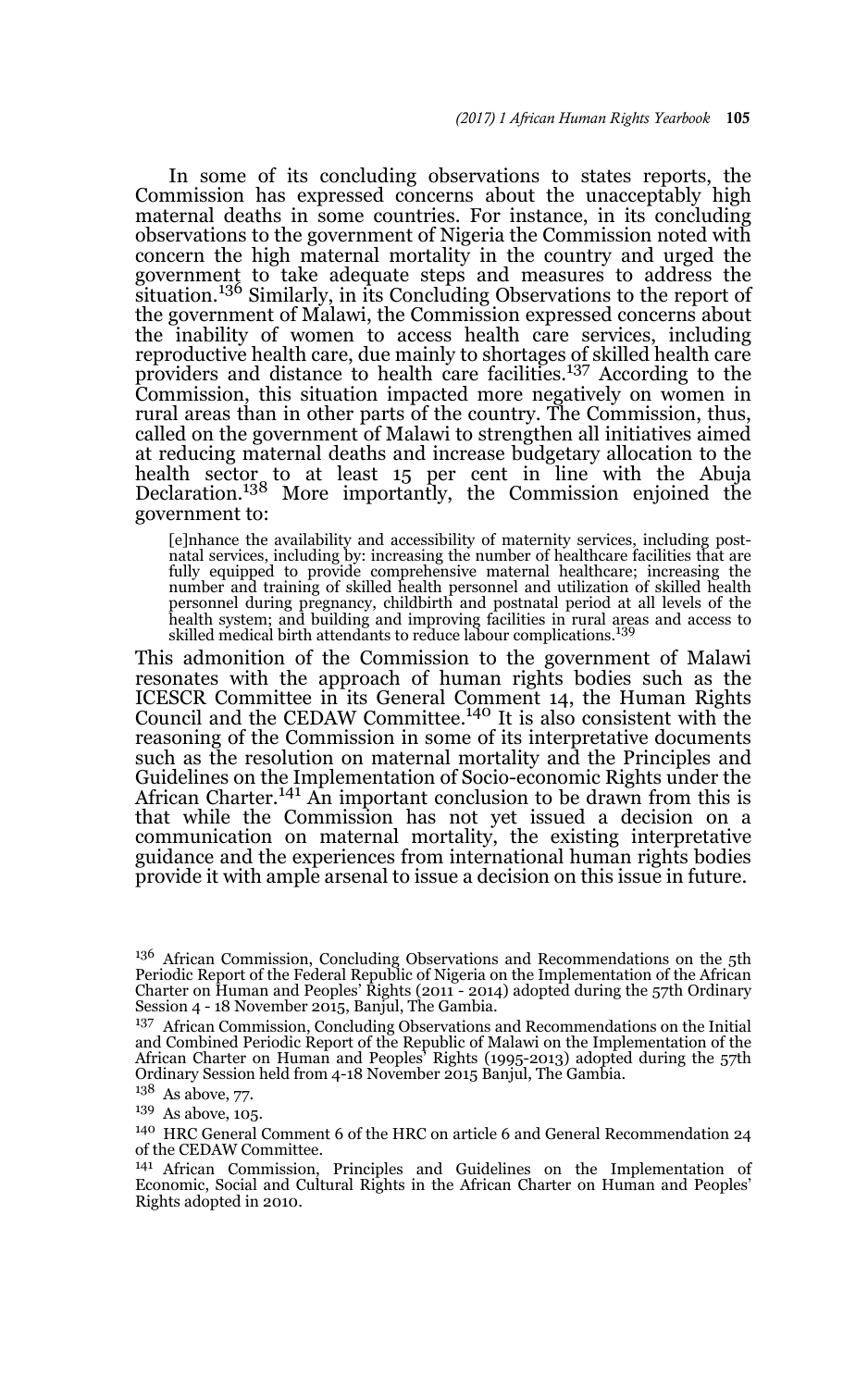In some of its concluding observations to states reports, the Commission has expressed concerns about the unacceptably high maternal deaths in some countries. For instance, in its concluding observations to the government of Nigeria the Commission noted with concern the high maternal mortality in the country and urged the government to take adequate steps and measures to address the situation.[136] Similarly, in its Concluding Observations to the report of the government of Malawi, the Commission expressed concerns about the inability of women to access health care services, including reproductive health care, due mainly to shortages of skilled health care providers and distance to health care facilities.[137] According to the Commission, this situation impacted more negatively on women in rural areas than in other parts of the country. The Commission, thus, called on the government of Malawi to strengthen all initiatives aimed at reducing maternal deaths and increase budgetary allocation to the health sector to at least 15 per cent in line with the Abuja Declaration.[138] More importantly, the Commission enjoined the government to:

> [e]nhance the availability and accessibility of maternity services, including post-natal services, including by: increasing the number of healthcare facilities that are fully equipped to provide comprehensive maternal healthcare; increasing the number and training of skilled health personnel and utilization of skilled health personnel during pregnancy, childbirth and postnatal period at all levels of the health system; and building and improving facilities in rural areas and access to skilled medical birth attendants to reduce labour complications.[139]

This admonition of the Commission to the government of Malawi resonates with the approach of human rights bodies such as the ICESCR Committee in its General Comment 14, the Human Rights Council and the CEDAW Committee.[140] It is also consistent with the reasoning of the Commission in some of its interpretative documents such as the resolution on maternal mortality and the Principles and Guidelines on the Implementation of Socio-economic Rights under the African Charter.[141] An important conclusion to be drawn from this is that while the Commission has not yet issued a decision on a communication on maternal mortality, the existing interpretative guidance and the experiences from international human rights bodies provide it with ample arsenal to issue a decision on this issue in future.

---

[136] African Commission, Concluding Observations and Recommendations on the 5th Periodic Report of the Federal Republic of Nigeria on the Implementation of the African Charter on Human and Peoples' Rights (2011 - 2014) adopted during the 57th Ordinary Session 4 - 18 November 2015, Banjul, The Gambia.

[137] African Commission, Concluding Observations and Recommendations on the Initial and Combined Periodic Report of the Republic of Malawi on the Implementation of the African Charter on Human and Peoples' Rights (1995-2013) adopted during the 57th Ordinary Session held from 4-18 November 2015 Banjul, The Gambia.

[138] As above, 77.

[139] As above, 105.

[140] HRC General Comment 6 of the HRC on article 6 and General Recommendation 24 of the CEDAW Committee.

[141] African Commission, Principles and Guidelines on the Implementation of Economic, Social and Cultural Rights in the African Charter on Human and Peoples' Rights adopted in 2010.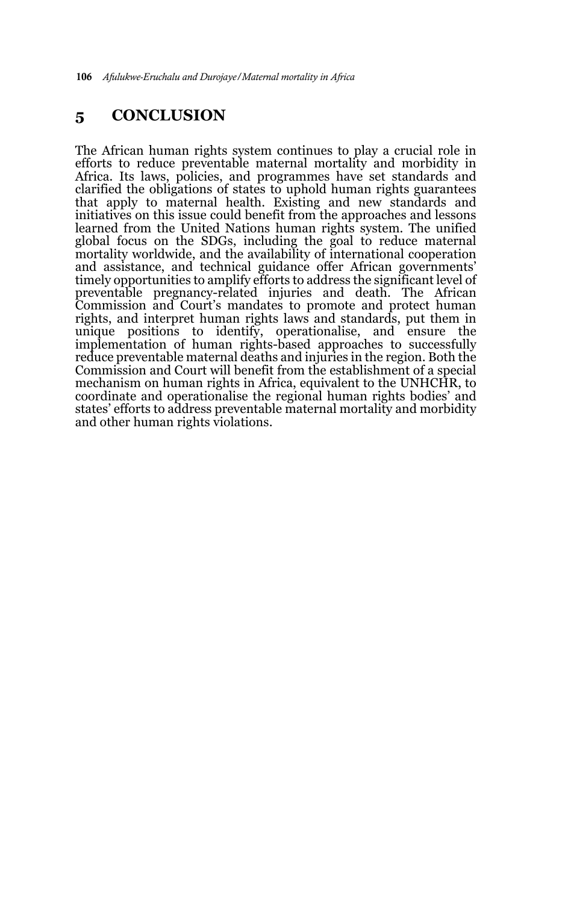## 5 CONCLUSION

The African human rights system continues to play a crucial role in efforts to reduce preventable maternal mortality and morbidity in Africa. Its laws, policies, and programmes have set standards and clarified the obligations of states to uphold human rights guarantees that apply to maternal health. Existing and new standards and initiatives on this issue could benefit from the approaches and lessons learned from the United Nations human rights system. The unified global focus on the SDGs, including the goal to reduce maternal mortality worldwide, and the availability of international cooperation and assistance, and technical guidance offer African governments' timely opportunities to amplify efforts to address the significant level of preventable pregnancy-related injuries and death. The African Commission and Court's mandates to promote and protect human rights, and interpret human rights laws and standards, put them in unique positions to identify, operationalise, and ensure the implementation of human rights-based approaches to successfully reduce preventable maternal deaths and injuries in the region. Both the Commission and Court will benefit from the establishment of a special mechanism on human rights in Africa, equivalent to the UNHCHR, to coordinate and operationalise the regional human rights bodies' and states' efforts to address preventable maternal mortality and morbidity and other human rights violations.